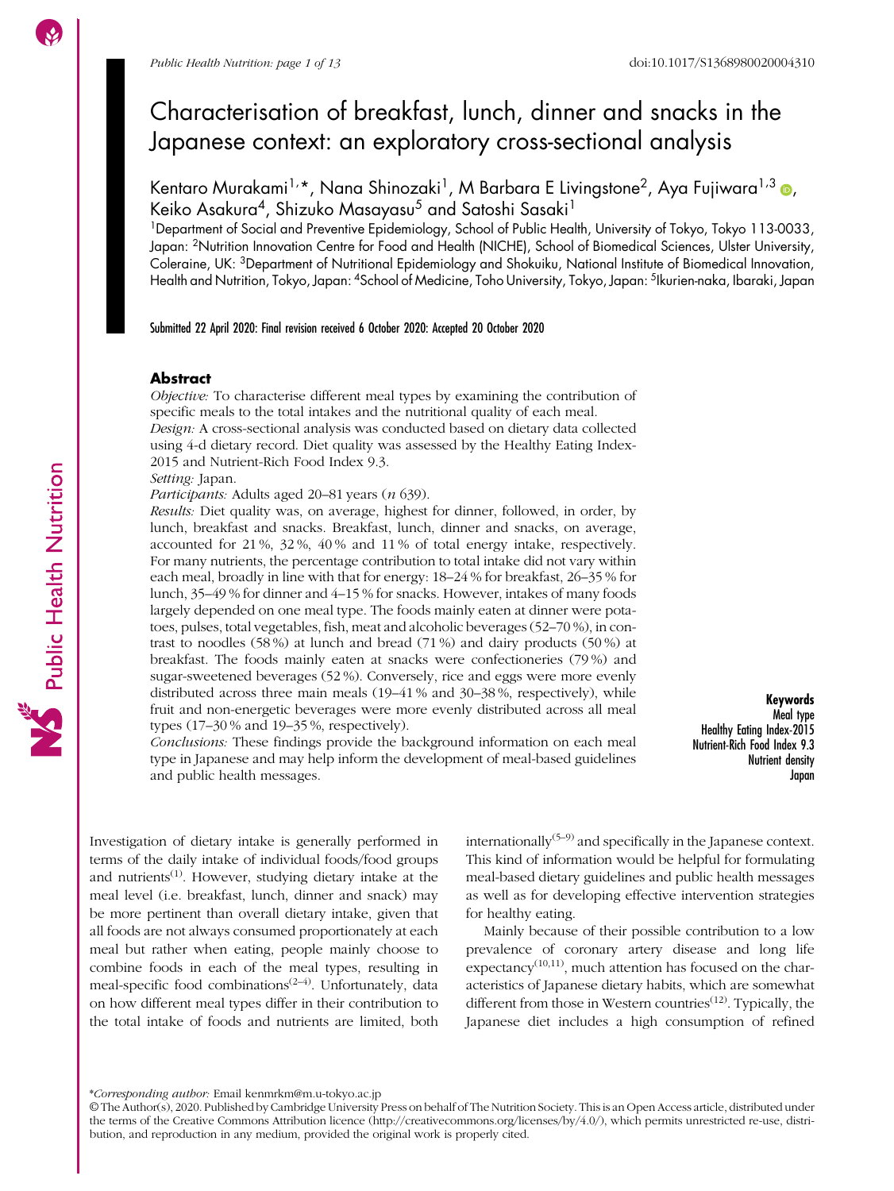# Characterisation of breakfast, lunch, dinner and snacks in the Japanese context: an exploratory cross-sectional analysis

Kentaro Murakami[1,*], Nana Shinozaki[1], M Barbara E Livingstone[2], Aya Fujiwara[1,3], Keiko Asakura[4], Shizuko Masayasu[5] and Satoshi Sasaki[1]

[1]Department of Social and Preventive Epidemiology, School of Public Health, University of Tokyo, Tokyo 113-0033, Japan: [2]Nutrition Innovation Centre for Food and Health (NICHE), School of Biomedical Sciences, Ulster University, Coleraine, UK: [3]Department of Nutritional Epidemiology and Shokuiku, National Institute of Biomedical Innovation, Health and Nutrition, Tokyo, Japan: [4]School of Medicine, Toho University, Tokyo, Japan: [5]Ikurien-naka, Ibaraki, Japan

Submitted 22 April 2020: Final revision received 6 October 2020: Accepted 20 October 2020

## Abstract

*Objective:* To characterise different meal types by examining the contribution of specific meals to the total intakes and the nutritional quality of each meal.

*Design:* A cross-sectional analysis was conducted based on dietary data collected using 4-d dietary record. Diet quality was assessed by the Healthy Eating Index-2015 and Nutrient-Rich Food Index 9.3.

*Setting:* Japan.

*Participants:* Adults aged 20–81 years (*n* 639).

*Results:* Diet quality was, on average, highest for dinner, followed, in order, by lunch, breakfast and snacks. Breakfast, lunch, dinner and snacks, on average, accounted for 21 %, 32 %, 40 % and 11 % of total energy intake, respectively. For many nutrients, the percentage contribution to total intake did not vary within each meal, broadly in line with that for energy: 18–24 % for breakfast, 26–35 % for lunch, 35–49 % for dinner and 4–15 % for snacks. However, intakes of many foods largely depended on one meal type. The foods mainly eaten at dinner were potatoes, pulses, total vegetables, fish, meat and alcoholic beverages (52–70 %), in contrast to noodles (58 %) at lunch and bread (71 %) and dairy products (50 %) at breakfast. The foods mainly eaten at snacks were confectioneries (79 %) and sugar-sweetened beverages (52 %). Conversely, rice and eggs were more evenly distributed across three main meals (19–41 % and 30–38 %, respectively), while fruit and non-energetic beverages were more evenly distributed across all meal types (17–30 % and 19–35 %, respectively).

*Conclusions:* These findings provide the background information on each meal type in Japanese and may help inform the development of meal-based guidelines and public health messages.

**Keywords**
Meal type
Healthy Eating Index-2015
Nutrient-Rich Food Index 9.3
Nutrient density
Japan

Investigation of dietary intake is generally performed in terms of the daily intake of individual foods/food groups and nutrients[1]. However, studying dietary intake at the meal level (i.e. breakfast, lunch, dinner and snack) may be more pertinent than overall dietary intake, given that all foods are not always consumed proportionately at each meal but rather when eating, people mainly choose to combine foods in each of the meal types, resulting in meal-specific food combinations[2–4]. Unfortunately, data on how different meal types differ in their contribution to the total intake of foods and nutrients are limited, both internationally[5–9] and specifically in the Japanese context. This kind of information would be helpful for formulating meal-based dietary guidelines and public health messages as well as for developing effective intervention strategies for healthy eating.

Mainly because of their possible contribution to a low prevalence of coronary artery disease and long life expectancy[10,11], much attention has focused on the characteristics of Japanese dietary habits, which are somewhat different from those in Western countries[12]. Typically, the Japanese diet includes a high consumption of refined

*Corresponding author: Email kenmrkm@m.u-tokyo.ac.jp

© The Author(s), 2020. Published by Cambridge University Press on behalf of The Nutrition Society. This is an Open Access article, distributed under the terms of the Creative Commons Attribution licence (http://creativecommons.org/licenses/by/4.0/), which permits unrestricted re-use, distribution, and reproduction in any medium, provided the original work is properly cited.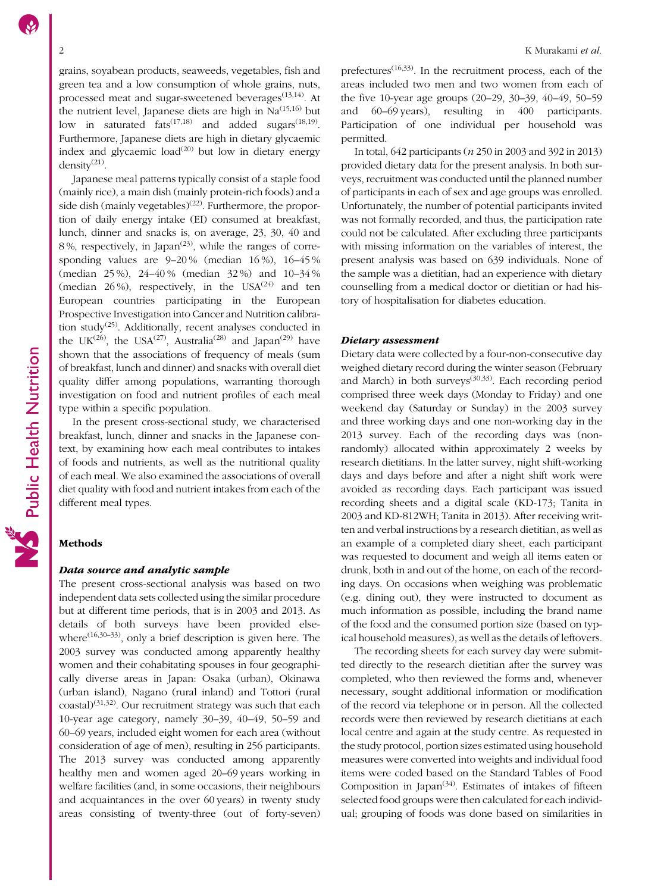grains, soyabean products, seaweeds, vegetables, fish and green tea and a low consumption of whole grains, nuts, processed meat and sugar-sweetened beverages[13,14]. At the nutrient level, Japanese diets are high in Na[15,16] but low in saturated fats[17,18] and added sugars[18,19]. Furthermore, Japanese diets are high in dietary glycaemic index and glycaemic load[20] but low in dietary energy density[21].

Japanese meal patterns typically consist of a staple food (mainly rice), a main dish (mainly protein-rich foods) and a side dish (mainly vegetables)[22]. Furthermore, the proportion of daily energy intake (EI) consumed at breakfast, lunch, dinner and snacks is, on average, 23, 30, 40 and 8 %, respectively, in Japan[23], while the ranges of corresponding values are 9–20 % (median 16 %), 16–45 % (median 25 %), 24–40 % (median 32 %) and 10–34 % (median 26 %), respectively, in the USA[24] and ten European countries participating in the European Prospective Investigation into Cancer and Nutrition calibration study[25]. Additionally, recent analyses conducted in the UK[26], the USA[27], Australia[28] and Japan[29] have shown that the associations of frequency of meals (sum of breakfast, lunch and dinner) and snacks with overall diet quality differ among populations, warranting thorough investigation on food and nutrient profiles of each meal type within a specific population.

In the present cross-sectional study, we characterised breakfast, lunch, dinner and snacks in the Japanese context, by examining how each meal contributes to intakes of foods and nutrients, as well as the nutritional quality of each meal. We also examined the associations of overall diet quality with food and nutrient intakes from each of the different meal types.

## Methods

### *Data source and analytic sample*

The present cross-sectional analysis was based on two independent data sets collected using the similar procedure but at different time periods, that is in 2003 and 2013. As details of both surveys have been provided elsewhere[16,30–33], only a brief description is given here. The 2003 survey was conducted among apparently healthy women and their cohabitating spouses in four geographically diverse areas in Japan: Osaka (urban), Okinawa (urban island), Nagano (rural inland) and Tottori (rural coastal)[31,32]. Our recruitment strategy was such that each 10-year age category, namely 30–39, 40–49, 50–59 and 60–69 years, included eight women for each area (without consideration of age of men), resulting in 256 participants. The 2013 survey was conducted among apparently healthy men and women aged 20–69 years working in welfare facilities (and, in some occasions, their neighbours and acquaintances in the over 60 years) in twenty study areas consisting of twenty-three (out of forty-seven) prefectures[16,33]. In the recruitment process, each of the areas included two men and two women from each of the five 10-year age groups (20–29, 30–39, 40–49, 50–59 and 60–69 years), resulting in 400 participants. Participation of one individual per household was permitted.

In total, 642 participants (*n* 250 in 2003 and 392 in 2013) provided dietary data for the present analysis. In both surveys, recruitment was conducted until the planned number of participants in each of sex and age groups was enrolled. Unfortunately, the number of potential participants invited was not formally recorded, and thus, the participation rate could not be calculated. After excluding three participants with missing information on the variables of interest, the present analysis was based on 639 individuals. None of the sample was a dietitian, had an experience with dietary counselling from a medical doctor or dietitian or had history of hospitalisation for diabetes education.

### *Dietary assessment*

Dietary data were collected by a four-non-consecutive day weighed dietary record during the winter season (February and March) in both surveys[30,33]. Each recording period comprised three week days (Monday to Friday) and one weekend day (Saturday or Sunday) in the 2003 survey and three working days and one non-working day in the 2013 survey. Each of the recording days was (non-randomly) allocated within approximately 2 weeks by research dietitians. In the latter survey, night shift-working days and days before and after a night shift work were avoided as recording days. Each participant was issued recording sheets and a digital scale (KD-173; Tanita in 2003 and KD-812WH; Tanita in 2013). After receiving written and verbal instructions by a research dietitian, as well as an example of a completed diary sheet, each participant was requested to document and weigh all items eaten or drunk, both in and out of the home, on each of the recording days. On occasions when weighing was problematic (e.g. dining out), they were instructed to document as much information as possible, including the brand name of the food and the consumed portion size (based on typical household measures), as well as the details of leftovers.

The recording sheets for each survey day were submitted directly to the research dietitian after the survey was completed, who then reviewed the forms and, whenever necessary, sought additional information or modification of the record via telephone or in person. All the collected records were then reviewed by research dietitians at each local centre and again at the study centre. As requested in the study protocol, portion sizes estimated using household measures were converted into weights and individual food items were coded based on the Standard Tables of Food Composition in Japan[34]. Estimates of intakes of fifteen selected food groups were then calculated for each individual; grouping of foods was done based on similarities in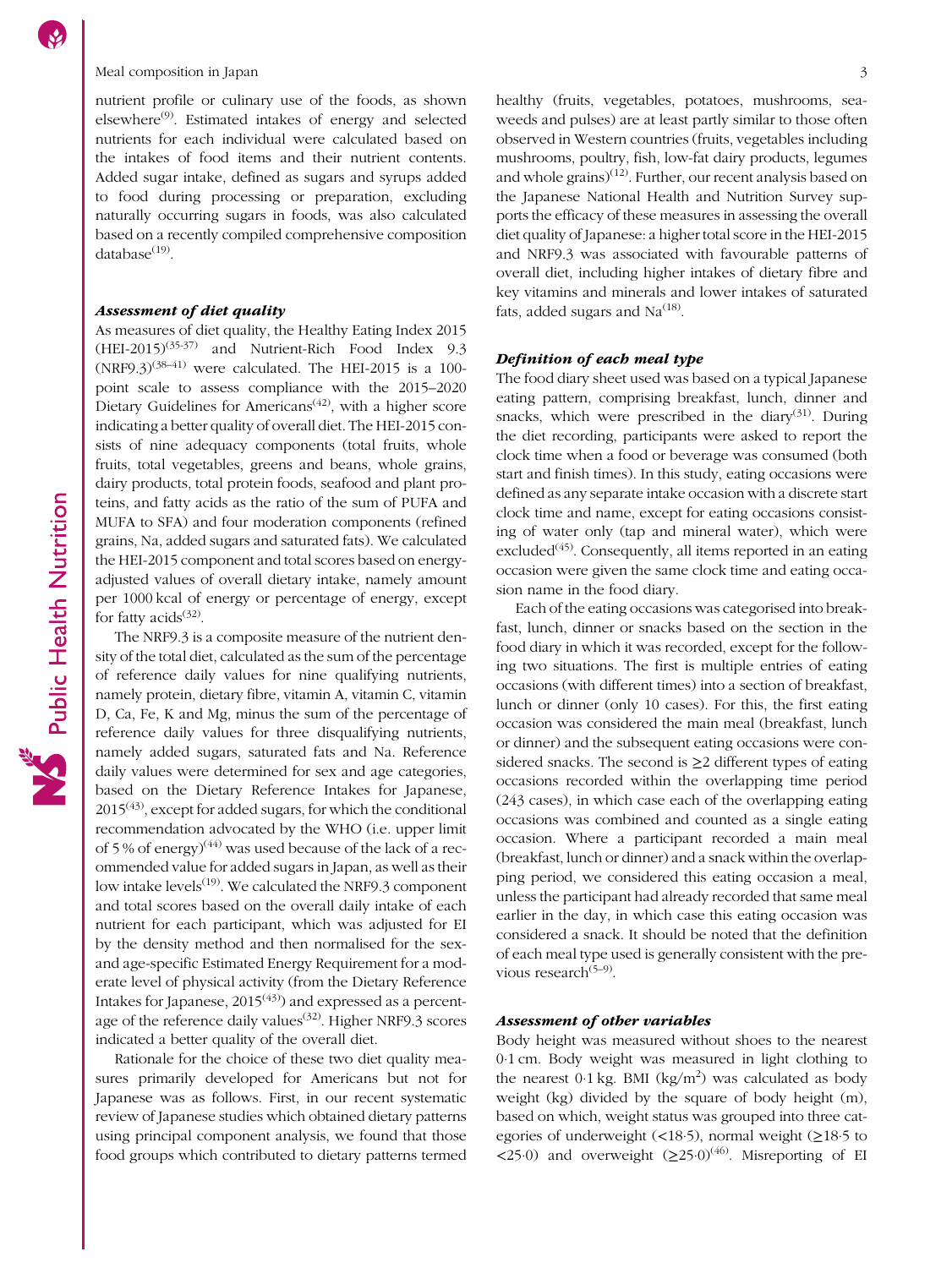nutrient profile or culinary use of the foods, as shown elsewhere[9]. Estimated intakes of energy and selected nutrients for each individual were calculated based on the intakes of food items and their nutrient contents. Added sugar intake, defined as sugars and syrups added to food during processing or preparation, excluding naturally occurring sugars in foods, was also calculated based on a recently compiled comprehensive composition database[19].

### *Assessment of diet quality*

As measures of diet quality, the Healthy Eating Index 2015 (HEI-2015)[35-37] and Nutrient-Rich Food Index 9.3 (NRF9.3)[38–41] were calculated. The HEI-2015 is a 100-point scale to assess compliance with the 2015–2020 Dietary Guidelines for Americans[42], with a higher score indicating a better quality of overall diet. The HEI-2015 consists of nine adequacy components (total fruits, whole fruits, total vegetables, greens and beans, whole grains, dairy products, total protein foods, seafood and plant proteins, and fatty acids as the ratio of the sum of PUFA and MUFA to SFA) and four moderation components (refined grains, Na, added sugars and saturated fats). We calculated the HEI-2015 component and total scores based on energy-adjusted values of overall dietary intake, namely amount per 1000 kcal of energy or percentage of energy, except for fatty acids[32].

The NRF9.3 is a composite measure of the nutrient density of the total diet, calculated as the sum of the percentage of reference daily values for nine qualifying nutrients, namely protein, dietary fibre, vitamin A, vitamin C, vitamin D, Ca, Fe, K and Mg, minus the sum of the percentage of reference daily values for three disqualifying nutrients, namely added sugars, saturated fats and Na. Reference daily values were determined for sex and age categories, based on the Dietary Reference Intakes for Japanese, 2015[43], except for added sugars, for which the conditional recommendation advocated by the WHO (i.e. upper limit of 5 % of energy)[44] was used because of the lack of a recommended value for added sugars in Japan, as well as their low intake levels[19]. We calculated the NRF9.3 component and total scores based on the overall daily intake of each nutrient for each participant, which was adjusted for EI by the density method and then normalised for the sex- and age-specific Estimated Energy Requirement for a moderate level of physical activity (from the Dietary Reference Intakes for Japanese, 2015[43]) and expressed as a percentage of the reference daily values[32]. Higher NRF9.3 scores indicated a better quality of the overall diet.

Rationale for the choice of these two diet quality measures primarily developed for Americans but not for Japanese was as follows. First, in our recent systematic review of Japanese studies which obtained dietary patterns using principal component analysis, we found that those food groups which contributed to dietary patterns termed healthy (fruits, vegetables, potatoes, mushrooms, seaweeds and pulses) are at least partly similar to those often observed in Western countries (fruits, vegetables including mushrooms, poultry, fish, low-fat dairy products, legumes and whole grains)[12]. Further, our recent analysis based on the Japanese National Health and Nutrition Survey supports the efficacy of these measures in assessing the overall diet quality of Japanese: a higher total score in the HEI-2015 and NRF9.3 was associated with favourable patterns of overall diet, including higher intakes of dietary fibre and key vitamins and minerals and lower intakes of saturated fats, added sugars and Na[18].

### *Definition of each meal type*

The food diary sheet used was based on a typical Japanese eating pattern, comprising breakfast, lunch, dinner and snacks, which were prescribed in the diary[31]. During the diet recording, participants were asked to report the clock time when a food or beverage was consumed (both start and finish times). In this study, eating occasions were defined as any separate intake occasion with a discrete start clock time and name, except for eating occasions consisting of water only (tap and mineral water), which were excluded[45]. Consequently, all items reported in an eating occasion were given the same clock time and eating occasion name in the food diary.

Each of the eating occasions was categorised into breakfast, lunch, dinner or snacks based on the section in the food diary in which it was recorded, except for the following two situations. The first is multiple entries of eating occasions (with different times) into a section of breakfast, lunch or dinner (only 10 cases). For this, the first eating occasion was considered the main meal (breakfast, lunch or dinner) and the subsequent eating occasions were considered snacks. The second is ≥2 different types of eating occasions recorded within the overlapping time period (243 cases), in which case each of the overlapping eating occasions was combined and counted as a single eating occasion. Where a participant recorded a main meal (breakfast, lunch or dinner) and a snack within the overlapping period, we considered this eating occasion a meal, unless the participant had already recorded that same meal earlier in the day, in which case this eating occasion was considered a snack. It should be noted that the definition of each meal type used is generally consistent with the previous research[5–9].

### *Assessment of other variables*

Body height was measured without shoes to the nearest 0·1 cm. Body weight was measured in light clothing to the nearest 0·1 kg. BMI (kg/m$^2$) was calculated as body weight (kg) divided by the square of body height (m), based on which, weight status was grouped into three categories of underweight (<18·5), normal weight (≥18·5 to <25·0) and overweight (≥25·0)[46]. Misreporting of EI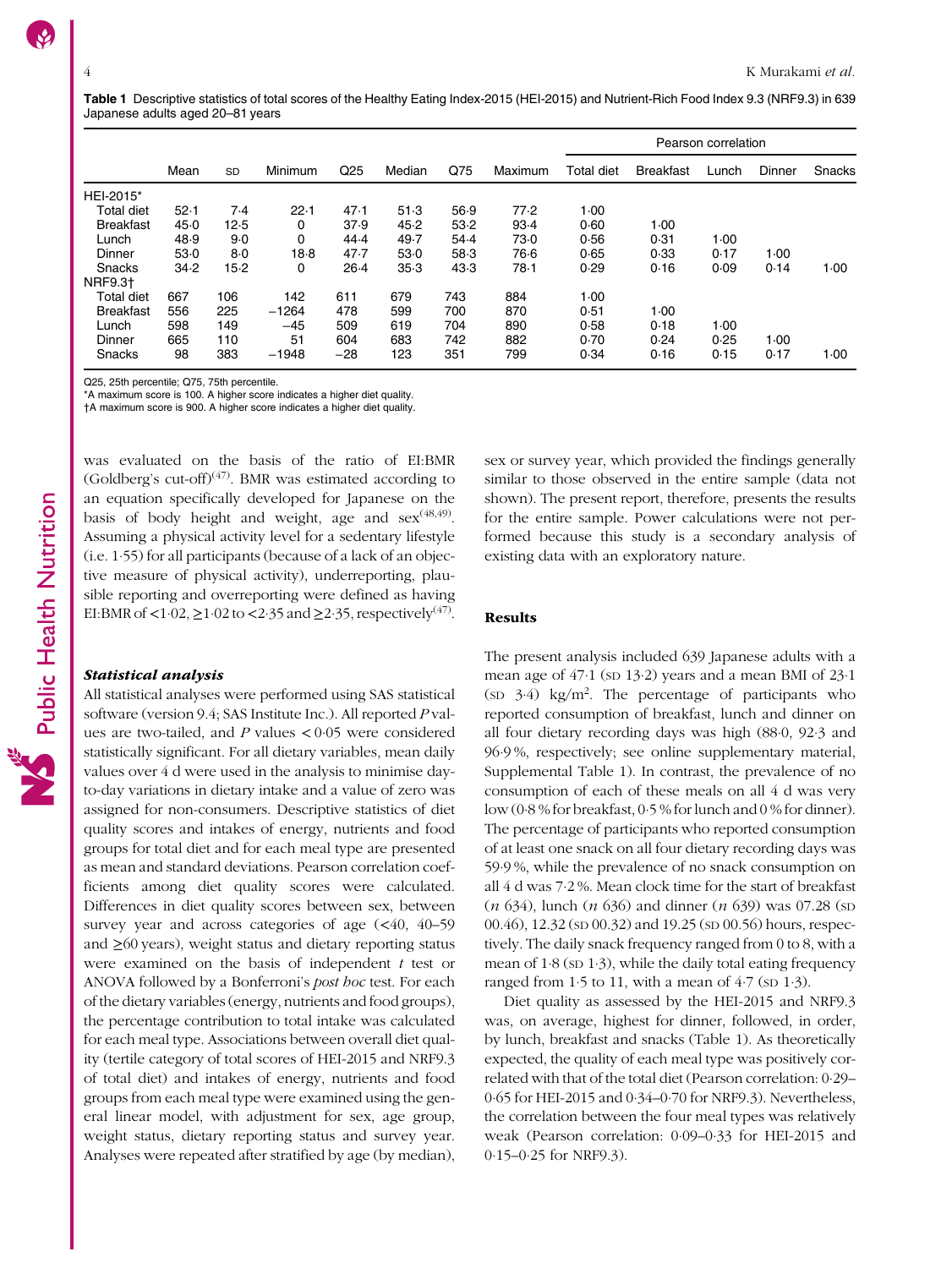**Table 1** Descriptive statistics of total scores of the Healthy Eating Index-2015 (HEI-2015) and Nutrient-Rich Food Index 9.3 (NRF9.3) in 639 Japanese adults aged 20–81 years

| | Mean | SD | Minimum | Q25 | Median | Q75 | Maximum | Pearson correlation | | | | |
|---|---|---|---|---|---|---|---|---|---|---|---|---|
| | | | | | | | | Total diet | Breakfast | Lunch | Dinner | Snacks |
| HEI-2015* | | | | | | | | | | | | |
| Total diet | 52·1 | 7·4 | 22·1 | 47·1 | 51·3 | 56·9 | 77·2 | 1·00 | | | | |
| Breakfast | 45·0 | 12·5 | 0 | 37·9 | 45·2 | 53·2 | 93·4 | 0·60 | 1·00 | | | |
| Lunch | 48·9 | 9·0 | 0 | 44·4 | 49·7 | 54·4 | 73·0 | 0·56 | 0·31 | 1·00 | | |
| Dinner | 53·0 | 8·0 | 18·8 | 47·7 | 53·0 | 58·3 | 76·6 | 0·65 | 0·33 | 0·17 | 1·00 | |
| Snacks | 34·2 | 15·2 | 0 | 26·4 | 35·3 | 43·3 | 78·1 | 0·29 | 0·16 | 0·09 | 0·14 | 1·00 |
| NRF9.3† | | | | | | | | | | | | |
| Total diet | 667 | 106 | 142 | 611 | 679 | 743 | 884 | 1·00 | | | | |
| Breakfast | 556 | 225 | −1264 | 478 | 599 | 700 | 870 | 0·51 | 1·00 | | | |
| Lunch | 598 | 149 | −45 | 509 | 619 | 704 | 890 | 0·58 | 0·18 | 1·00 | | |
| Dinner | 665 | 110 | 51 | 604 | 683 | 742 | 882 | 0·70 | 0·24 | 0·25 | 1·00 | |
| Snacks | 98 | 383 | −1948 | −28 | 123 | 351 | 799 | 0·34 | 0·16 | 0·15 | 0·17 | 1·00 |

Q25, 25th percentile; Q75, 75th percentile.
*A maximum score is 100. A higher score indicates a higher diet quality.
†A maximum score is 900. A higher score indicates a higher diet quality.

was evaluated on the basis of the ratio of EI:BMR (Goldberg's cut-off)[47]. BMR was estimated according to an equation specifically developed for Japanese on the basis of body height and weight, age and sex[48,49]. Assuming a physical activity level for a sedentary lifestyle (i.e. 1·55) for all participants (because of a lack of an objective measure of physical activity), underreporting, plausible reporting and overreporting were defined as having EI:BMR of <1·02, ≥1·02 to <2·35 and ≥2·35, respectively[47].

### *Statistical analysis*

All statistical analyses were performed using SAS statistical software (version 9.4; SAS Institute Inc.). All reported $P$ values are two-tailed, and $P$ values $< 0.05$ were considered statistically significant. For all dietary variables, mean daily values over 4 d were used in the analysis to minimise day-to-day variations in dietary intake and a value of zero was assigned for non-consumers. Descriptive statistics of diet quality scores and intakes of energy, nutrients and food groups for total diet and for each meal type are presented as mean and standard deviations. Pearson correlation coefficients among diet quality scores were calculated. Differences in diet quality scores between sex, between survey year and across categories of age (<40, 40–59 and ≥60 years), weight status and dietary reporting status were examined on the basis of independent $t$ test or ANOVA followed by a Bonferroni's *post hoc* test. For each of the dietary variables (energy, nutrients and food groups), the percentage contribution to total intake was calculated for each meal type. Associations between overall diet quality (tertile category of total scores of HEI-2015 and NRF9.3 of total diet) and intakes of energy, nutrients and food groups from each meal type were examined using the general linear model, with adjustment for sex, age group, weight status, dietary reporting status and survey year. Analyses were repeated after stratified by age (by median), sex or survey year, which provided the findings generally similar to those observed in the entire sample (data not shown). The present report, therefore, presents the results for the entire sample. Power calculations were not performed because this study is a secondary analysis of existing data with an exploratory nature.

## Results

The present analysis included 639 Japanese adults with a mean age of 47·1 (SD 13·2) years and a mean BMI of 23·1 (SD 3·4) kg/m$^2$. The percentage of participants who reported consumption of breakfast, lunch and dinner on all four dietary recording days was high (88·0, 92·3 and 96·9 %, respectively; see online supplementary material, Supplemental Table 1). In contrast, the prevalence of no consumption of each of these meals on all 4 d was very low (0·8 % for breakfast, 0·5 % for lunch and 0 % for dinner). The percentage of participants who reported consumption of at least one snack on all four dietary recording days was 59·9 %, while the prevalence of no snack consumption on all 4 d was 7·2 %. Mean clock time for the start of breakfast ($n$ 634), lunch ($n$ 636) and dinner ($n$ 639) was 07.28 (SD 00.46), 12.32 (SD 00.32) and 19.25 (SD 00.56) hours, respectively. The daily snack frequency ranged from 0 to 8, with a mean of 1·8 (SD 1·3), while the daily total eating frequency ranged from 1·5 to 11, with a mean of 4·7 (SD 1·3).

Diet quality as assessed by the HEI-2015 and NRF9.3 was, on average, highest for dinner, followed, in order, by lunch, breakfast and snacks (Table 1). As theoretically expected, the quality of each meal type was positively correlated with that of the total diet (Pearson correlation: 0·29–0·65 for HEI-2015 and 0·34–0·70 for NRF9.3). Nevertheless, the correlation between the four meal types was relatively weak (Pearson correlation: 0·09–0·33 for HEI-2015 and 0·15–0·25 for NRF9.3).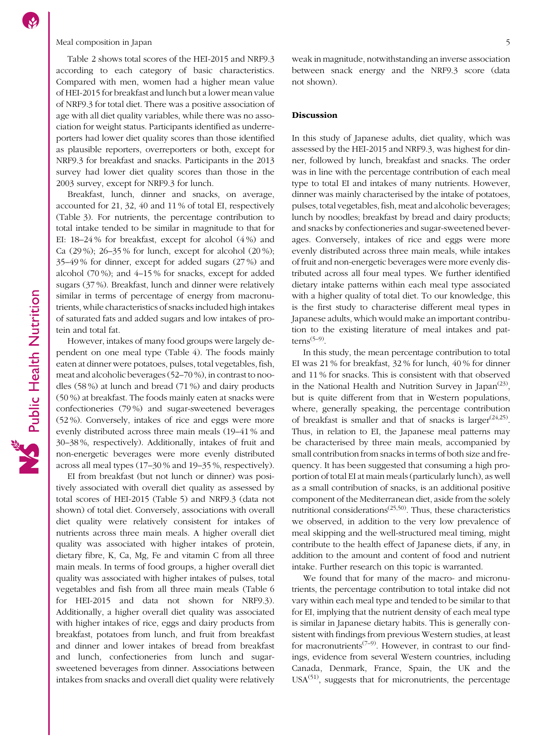Table 2 shows total scores of the HEI-2015 and NRF9.3 according to each category of basic characteristics. Compared with men, women had a higher mean value of HEI-2015 for breakfast and lunch but a lower mean value of NRF9.3 for total diet. There was a positive association of age with all diet quality variables, while there was no association for weight status. Participants identified as underreporters had lower diet quality scores than those identified as plausible reporters, overreporters or both, except for NRF9.3 for breakfast and snacks. Participants in the 2013 survey had lower diet quality scores than those in the 2003 survey, except for NRF9.3 for lunch.

Breakfast, lunch, dinner and snacks, on average, accounted for 21, 32, 40 and 11 % of total EI, respectively (Table 3). For nutrients, the percentage contribution to total intake tended to be similar in magnitude to that for EI: 18–24 % for breakfast, except for alcohol (4 %) and Ca (29 %); 26–35 % for lunch, except for alcohol (20 %); 35–49 % for dinner, except for added sugars (27 %) and alcohol (70 %); and 4–15 % for snacks, except for added sugars (37 %). Breakfast, lunch and dinner were relatively similar in terms of percentage of energy from macronutrients, while characteristics of snacks included high intakes of saturated fats and added sugars and low intakes of protein and total fat.

However, intakes of many food groups were largely dependent on one meal type (Table 4). The foods mainly eaten at dinner were potatoes, pulses, total vegetables, fish, meat and alcoholic beverages (52–70 %), in contrast to noodles (58 %) at lunch and bread (71 %) and dairy products (50 %) at breakfast. The foods mainly eaten at snacks were confectioneries (79 %) and sugar-sweetened beverages (52 %). Conversely, intakes of rice and eggs were more evenly distributed across three main meals (19–41 % and 30–38 %, respectively). Additionally, intakes of fruit and non-energetic beverages were more evenly distributed across all meal types (17–30 % and 19–35 %, respectively).

EI from breakfast (but not lunch or dinner) was positively associated with overall diet quality as assessed by total scores of HEI-2015 (Table 5) and NRF9.3 (data not shown) of total diet. Conversely, associations with overall diet quality were relatively consistent for intakes of nutrients across three main meals. A higher overall diet quality was associated with higher intakes of protein, dietary fibre, K, Ca, Mg, Fe and vitamin C from all three main meals. In terms of food groups, a higher overall diet quality was associated with higher intakes of pulses, total vegetables and fish from all three main meals (Table 6 for HEI-2015 and data not shown for NRF9.3). Additionally, a higher overall diet quality was associated with higher intakes of rice, eggs and dairy products from breakfast, potatoes from lunch, and fruit from breakfast and dinner and lower intakes of bread from breakfast and lunch, confectioneries from lunch and sugar-sweetened beverages from dinner. Associations between intakes from snacks and overall diet quality were relatively weak in magnitude, notwithstanding an inverse association between snack energy and the NRF9.3 score (data not shown).

## Discussion

In this study of Japanese adults, diet quality, which was assessed by the HEI-2015 and NRF9.3, was highest for dinner, followed by lunch, breakfast and snacks. The order was in line with the percentage contribution of each meal type to total EI and intakes of many nutrients. However, dinner was mainly characterised by the intake of potatoes, pulses, total vegetables, fish, meat and alcoholic beverages; lunch by noodles; breakfast by bread and dairy products; and snacks by confectioneries and sugar-sweetened beverages. Conversely, intakes of rice and eggs were more evenly distributed across three main meals, while intakes of fruit and non-energetic beverages were more evenly distributed across all four meal types. We further identified dietary intake patterns within each meal type associated with a higher quality of total diet. To our knowledge, this is the first study to characterise different meal types in Japanese adults, which would make an important contribution to the existing literature of meal intakes and patterns[5–9].

In this study, the mean percentage contribution to total EI was 21 % for breakfast, 32 % for lunch, 40 % for dinner and 11 % for snacks. This is consistent with that observed in the National Health and Nutrition Survey in Japan[23], but is quite different from that in Western populations, where, generally speaking, the percentage contribution of breakfast is smaller and that of snacks is larger[24,25]. Thus, in relation to EI, the Japanese meal patterns may be characterised by three main meals, accompanied by small contribution from snacks in terms of both size and frequency. It has been suggested that consuming a high proportion of total EI at main meals (particularly lunch), as well as a small contribution of snacks, is an additional positive component of the Mediterranean diet, aside from the solely nutritional considerations[25,50]. Thus, these characteristics we observed, in addition to the very low prevalence of meal skipping and the well-structured meal timing, might contribute to the health effect of Japanese diets, if any, in addition to the amount and content of food and nutrient intake. Further research on this topic is warranted.

We found that for many of the macro- and micronutrients, the percentage contribution to total intake did not vary within each meal type and tended to be similar to that for EI, implying that the nutrient density of each meal type is similar in Japanese dietary habits. This is generally consistent with findings from previous Western studies, at least for macronutrients[7–9]. However, in contrast to our findings, evidence from several Western countries, including Canada, Denmark, France, Spain, the UK and the USA[51], suggests that for micronutrients, the percentage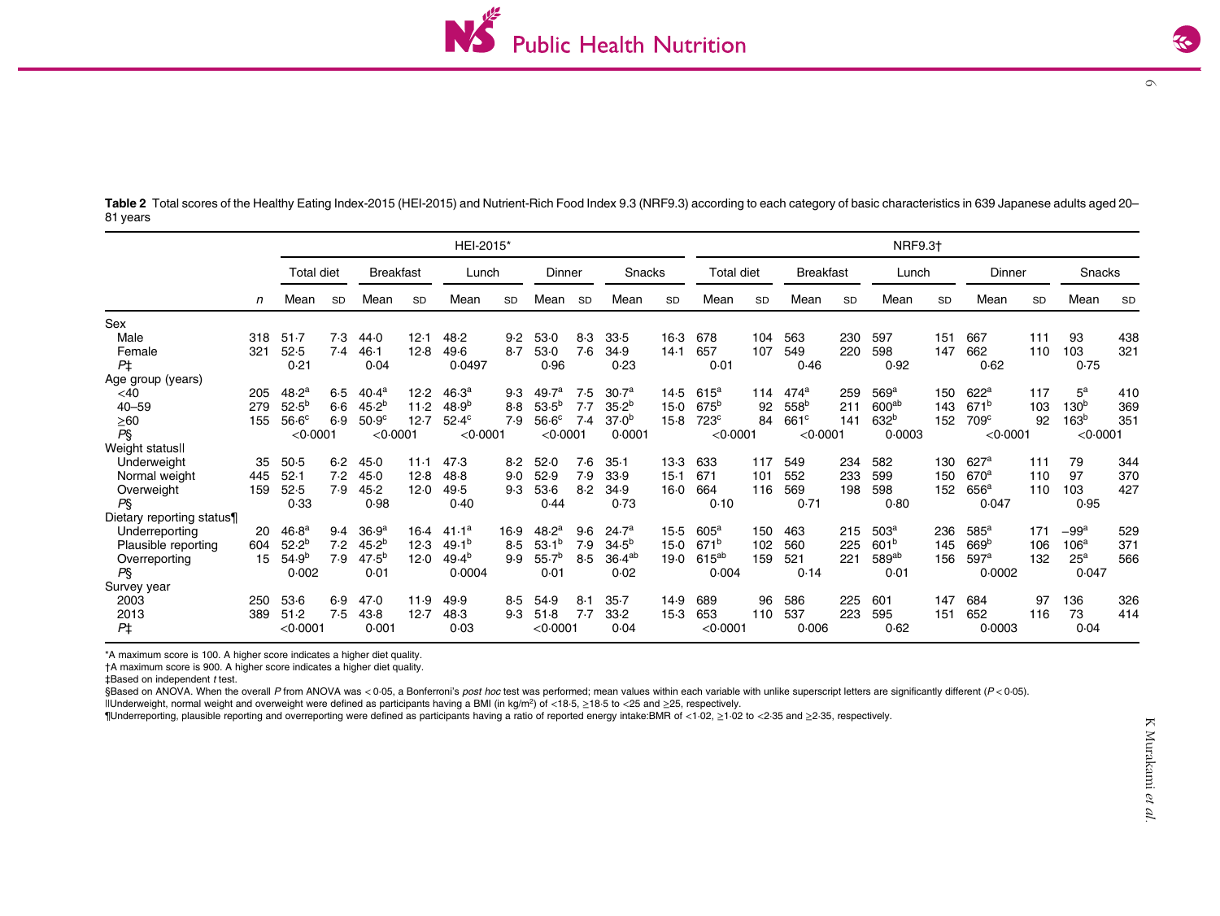**Table 2** Total scores of the Healthy Eating Index-2015 (HEI-2015) and Nutrient-Rich Food Index 9.3 (NRF9.3) according to each category of basic characteristics in 639 Japanese adults aged 20–81 years

| | | HEI-2015* | | | | | | | | | | NRF9.3† | | | | | | | | | |
|---|---|---|---|---|---|---|---|---|---|---|---|---|---|---|---|---|---|---|---|---|---|
| | | Total diet | | Breakfast | | Lunch | | Dinner | | Snacks | | Total diet | | Breakfast | | Lunch | | Dinner | | Snacks | |
| | *n* | Mean | SD | Mean | SD | Mean | SD | Mean | SD | Mean | SD | Mean | SD | Mean | SD | Mean | SD | Mean | SD | Mean | SD |
| **Sex** | | | | | | | | | | | | | | | | | | | | | |
| Male | 318 | 51·7 | 7·3 | 44·0 | 12·1 | 48·2 | 9·2 | 53·0 | 8·3 | 33·5 | 16·3 | 678 | 104 | 563 | 230 | 597 | 151 | 667 | 111 | 93 | 438 |
| Female | 321 | 52·5 | 7·4 | 46·1 | 12·8 | 49·6 | 8·7 | 53·0 | 7·6 | 34·9 | 14·1 | 657 | 107 | 549 | 220 | 598 | 147 | 662 | 110 | 103 | 321 |
| *P*‡ | | 0·21 | | 0·04 | | 0·0497 | | 0·96 | | 0·23 | | 0·01 | | 0·46 | | 0·92 | | 0·62 | | 0·75 | |
| **Age group (years)** | | | | | | | | | | | | | | | | | | | | | |
| <40 | 205 | 48·2[a] | 6·5 | 40·4[a] | 12·2 | 46·3[a] | 9·3 | 49·7[a] | 7·5 | 30·7[a] | 14·5 | 615[a] | 114 | 474[a] | 259 | 569[a] | 150 | 622[a] | 117 | 5[a] | 410 |
| 40–59 | 279 | 52·5[b] | 6·6 | 45·2[b] | 11·2 | 48·9[b] | 8·8 | 53·5[b] | 7·7 | 35·2[b] | 15·0 | 675[b] | 92 | 558[b] | 211 | 600[ab] | 143 | 671[b] | 103 | 130[b] | 369 |
| ≥60 | 155 | 56·6[c] | 6·9 | 50·9[c] | 12·7 | 52·4[c] | 7·9 | 56·6[c] | 7·4 | 37·0[b] | 15·8 | 723[c] | 84 | 661[c] | 141 | 632[b] | 152 | 709[c] | 92 | 163[b] | 351 |
| *P*§ | | <0·0001 | | <0·0001 | | <0·0001 | | <0·0001 | | 0·0001 | | <0·0001 | | <0·0001 | | 0·0003 | | <0·0001 | | <0·0001 | |
| **Weight status‖** | | | | | | | | | | | | | | | | | | | | | |
| Underweight | 35 | 50·5 | 6·2 | 45·0 | 11·1 | 47·3 | 8·2 | 52·0 | 7·6 | 35·1 | 13·3 | 633 | 117 | 549 | 234 | 582 | 130 | 627[a] | 111 | 79 | 344 |
| Normal weight | 445 | 52·1 | 7·2 | 45·0 | 12·8 | 48·8 | 9·0 | 52·9 | 7·9 | 33·9 | 15·1 | 671 | 101 | 552 | 233 | 599 | 150 | 670[a] | 110 | 97 | 370 |
| Overweight | 159 | 52·5 | 7·9 | 45·2 | 12·0 | 49·5 | 9·3 | 53·6 | 8·2 | 34·9 | 16·0 | 664 | 116 | 569 | 198 | 598 | 152 | 656[a] | 110 | 103 | 427 |
| *P*§ | | 0·33 | | 0·98 | | 0·40 | | 0·44 | | 0·73 | | 0·10 | | 0·71 | | 0·80 | | 0·047 | | 0·95 | |
| **Dietary reporting status¶** | | | | | | | | | | | | | | | | | | | | | |
| Underreporting | 20 | 46·8[a] | 9·4 | 36·9[a] | 16·4 | 41·1[a] | 16·9 | 48·2[a] | 9·6 | 24·7[a] | 15·5 | 605[a] | 150 | 463 | 215 | 503[a] | 236 | 585[a] | 171 | −99[a] | 529 |
| Plausible reporting | 604 | 52·2[b] | 7·2 | 45·2[b] | 12·3 | 49·1[b] | 8·5 | 53·1[b] | 7·9 | 34·5[b] | 15·0 | 671[b] | 102 | 560 | 225 | 601[b] | 145 | 669[b] | 106 | 106[a] | 371 |
| Overreporting | 15 | 54·9[b] | 7·9 | 47·5[b] | 12·0 | 49·4[b] | 9·9 | 55·7[b] | 8·5 | 36·4[ab] | 19·0 | 615[ab] | 159 | 521 | 221 | 589[ab] | 156 | 597[a] | 132 | 25[a] | 566 |
| *P*§ | | 0·002 | | 0·01 | | 0·0004 | | 0·01 | | 0·02 | | 0·004 | | 0·14 | | 0·01 | | 0·0002 | | 0·047 | |
| **Survey year** | | | | | | | | | | | | | | | | | | | | | |
| 2003 | 250 | 53·6 | 6·9 | 47·0 | 11·9 | 49·9 | 8·5 | 54·9 | 8·1 | 35·7 | 14·9 | 689 | 96 | 586 | 225 | 601 | 147 | 684 | 97 | 136 | 326 |
| 2013 | 389 | 51·2 | 7·5 | 43·8 | 12·7 | 48·3 | 9·3 | 51·8 | 7·7 | 33·2 | 15·3 | 653 | 110 | 537 | 223 | 595 | 151 | 652 | 116 | 73 | 414 |
| *P*‡ | | <0·0001 | | 0·001 | | 0·03 | | <0·0001 | | 0·04 | | <0·0001 | | 0·006 | | 0·62 | | 0·0003 | | 0·04 | |

*A maximum score is 100. A higher score indicates a higher diet quality.

†A maximum score is 900. A higher score indicates a higher diet quality.

‡Based on independent *t* test.

§Based on ANOVA. When the overall *P* from ANOVA was < 0·05, a Bonferroni's *post hoc* test was performed; mean values within each variable with unlike superscript letters are significantly different ($P < 0·05$).

‖Underweight, normal weight and overweight were defined as participants having a BMI (in kg/m$^2$) of <18·5, ≥18·5 to <25 and ≥25, respectively.

¶Underreporting, plausible reporting and overreporting were defined as participants having a ratio of reported energy intake:BMR of <1·02, ≥1·02 to <2·35 and ≥2·35, respectively.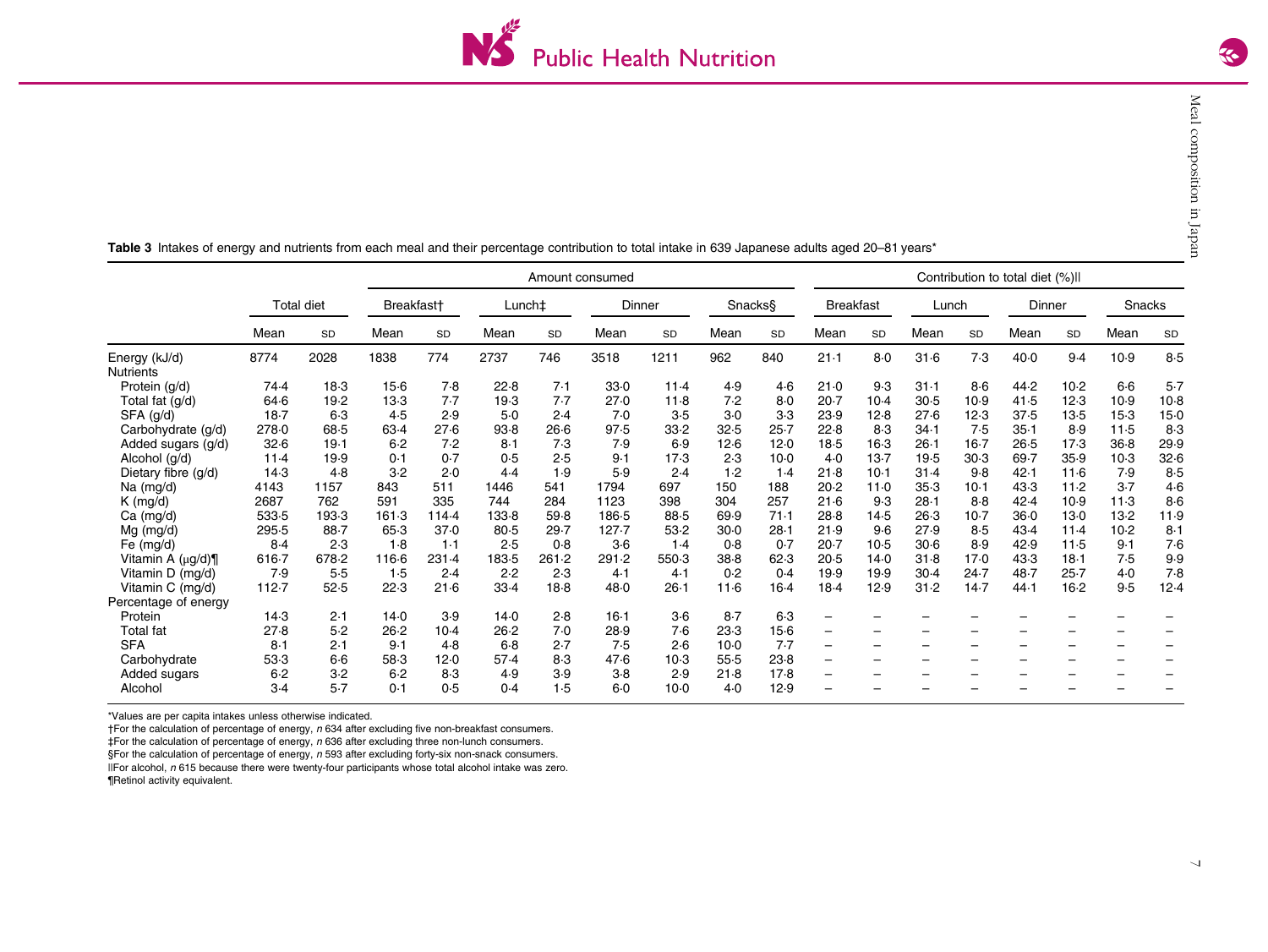**Table 3** Intakes of energy and nutrients from each meal and their percentage contribution to total intake in 639 Japanese adults aged 20–81 years*

| | Total diet | | Amount consumed | | | | | | | | Contribution to total diet (%)‖ | | | | | | | |
|---|---|---|---|---|---|---|---|---|---|---|---|---|---|---|---|---|---|---|
| | | | Breakfast† | | Lunch‡ | | Dinner | | Snacks§ | | Breakfast | | Lunch | | Dinner | | Snacks | |
| | Mean | SD | Mean | SD | Mean | SD | Mean | SD | Mean | SD | Mean | SD | Mean | SD | Mean | SD | Mean | SD |
| Energy (kJ/d) | 8774 | 2028 | 1838 | 774 | 2737 | 746 | 3518 | 1211 | 962 | 840 | 21·1 | 8·0 | 31·6 | 7·3 | 40·0 | 9·4 | 10·9 | 8·5 |
| Nutrients | | | | | | | | | | | | | | | | | | |
| Protein (g/d) | 74·4 | 18·3 | 15·6 | 7·8 | 22·8 | 7·1 | 33·0 | 11·4 | 4·9 | 4·6 | 21·0 | 9·3 | 31·1 | 8·6 | 44·2 | 10·2 | 6·6 | 5·7 |
| Total fat (g/d) | 64·6 | 19·2 | 13·3 | 7·7 | 19·3 | 7·7 | 27·0 | 11·8 | 7·2 | 8·0 | 20·7 | 10·4 | 30·5 | 10·9 | 41·5 | 12·3 | 10·9 | 10·8 |
| SFA (g/d) | 18·7 | 6·3 | 4·5 | 2·9 | 5·0 | 2·4 | 7·0 | 3·5 | 3·0 | 3·3 | 23·9 | 12·8 | 27·6 | 12·3 | 37·5 | 13·5 | 15·3 | 15·0 |
| Carbohydrate (g/d) | 278·0 | 68·5 | 63·4 | 27·6 | 93·8 | 26·6 | 97·5 | 33·2 | 32·5 | 25·7 | 22·8 | 8·3 | 34·1 | 7·5 | 35·1 | 8·9 | 11·5 | 8·3 |
| Added sugars (g/d) | 32·6 | 19·1 | 6·2 | 7·2 | 8·1 | 7·3 | 7·9 | 6·9 | 12·6 | 12·0 | 18·5 | 16·3 | 26·1 | 16·7 | 26·5 | 17·3 | 36·8 | 29·9 |
| Alcohol (g/d) | 11·4 | 19·9 | 0·1 | 0·7 | 0·5 | 2·5 | 9·1 | 17·3 | 2·3 | 10·0 | 4·0 | 13·7 | 19·5 | 30·3 | 69·7 | 35·9 | 10·3 | 32·6 |
| Dietary fibre (g/d) | 14·3 | 4·8 | 3·2 | 2·0 | 4·4 | 1·9 | 5·9 | 2·4 | 1·2 | 1·4 | 21·8 | 10·1 | 31·4 | 9·8 | 42·1 | 11·6 | 7·9 | 8·5 |
| Na (mg/d) | 4143 | 1157 | 843 | 511 | 1446 | 541 | 1794 | 697 | 150 | 188 | 20·2 | 11·0 | 35·3 | 10·1 | 43·3 | 11·2 | 3·7 | 4·6 |
| K (mg/d) | 2687 | 762 | 591 | 335 | 744 | 284 | 1123 | 398 | 304 | 257 | 21·6 | 9·3 | 28·1 | 8·8 | 42·4 | 10·9 | 11·3 | 8·6 |
| Ca (mg/d) | 533·5 | 193·3 | 161·3 | 114·4 | 133·8 | 59·8 | 186·5 | 88·5 | 69·9 | 71·1 | 28·8 | 14·5 | 26·3 | 10·7 | 36·0 | 13·0 | 13·2 | 11·9 |
| Mg (mg/d) | 295·5 | 88·7 | 65·3 | 37·0 | 80·5 | 29·7 | 127·7 | 53·2 | 30·0 | 28·1 | 21·9 | 9·6 | 27·9 | 8·5 | 43·4 | 11·4 | 10·2 | 8·1 |
| Fe (mg/d) | 8·4 | 2·3 | 1·8 | 1·1 | 2·5 | 0·8 | 3·6 | 1·4 | 0·8 | 0·7 | 20·7 | 10·5 | 30·6 | 8·9 | 42·9 | 11·5 | 9·1 | 7·6 |
| Vitamin A (μg/d)¶ | 616·7 | 678·2 | 116·6 | 231·4 | 183·5 | 261·2 | 291·2 | 550·3 | 38·8 | 62·3 | 20·5 | 14·0 | 31·8 | 17·0 | 43·3 | 18·1 | 7·5 | 9·9 |
| Vitamin D (mg/d) | 7·9 | 5·5 | 1·5 | 2·4 | 2·2 | 2·3 | 4·1 | 4·1 | 0·2 | 0·4 | 19·9 | 19·9 | 30·4 | 24·7 | 48·7 | 25·7 | 4·0 | 7·8 |
| Vitamin C (mg/d) | 112·7 | 52·5 | 22·3 | 21·6 | 33·4 | 18·8 | 48·0 | 26·1 | 11·6 | 16·4 | 18·4 | 12·9 | 31·2 | 14·7 | 44·1 | 16·2 | 9·5 | 12·4 |
| Percentage of energy | | | | | | | | | | | | | | | | | | |
| Protein | 14·3 | 2·1 | 14·0 | 3·9 | 14·0 | 2·8 | 16·1 | 3·6 | 8·7 | 6·3 | – | – | – | – | – | – | – | – |
| Total fat | 27·8 | 5·2 | 26·2 | 10·4 | 26·2 | 7·0 | 28·9 | 7·6 | 23·3 | 15·6 | – | – | – | – | – | – | – | – |
| SFA | 8·1 | 2·1 | 9·1 | 4·8 | 6·8 | 2·7 | 7·5 | 2·6 | 10·0 | 7·7 | – | – | – | – | – | – | – | – |
| Carbohydrate | 53·3 | 6·6 | 58·3 | 12·0 | 57·4 | 8·3 | 47·6 | 10·3 | 55·5 | 23·8 | – | – | – | – | – | – | – | – |
| Added sugars | 6·2 | 3·2 | 6·2 | 8·3 | 4·9 | 3·9 | 3·8 | 2·9 | 21·8 | 17·8 | – | – | – | – | – | – | – | – |
| Alcohol | 3·4 | 5·7 | 0·1 | 0·5 | 0·4 | 1·5 | 6·0 | 10·0 | 4·0 | 12·9 | – | – | – | – | – | – | – | – |

*Values are per capita intakes unless otherwise indicated.

†For the calculation of percentage of energy, *n* 634 after excluding five non-breakfast consumers.

‡For the calculation of percentage of energy, *n* 636 after excluding three non-lunch consumers.

§For the calculation of percentage of energy, *n* 593 after excluding forty-six non-snack consumers.

‖For alcohol, *n* 615 because there were twenty-four participants whose total alcohol intake was zero.

¶Retinol activity equivalent.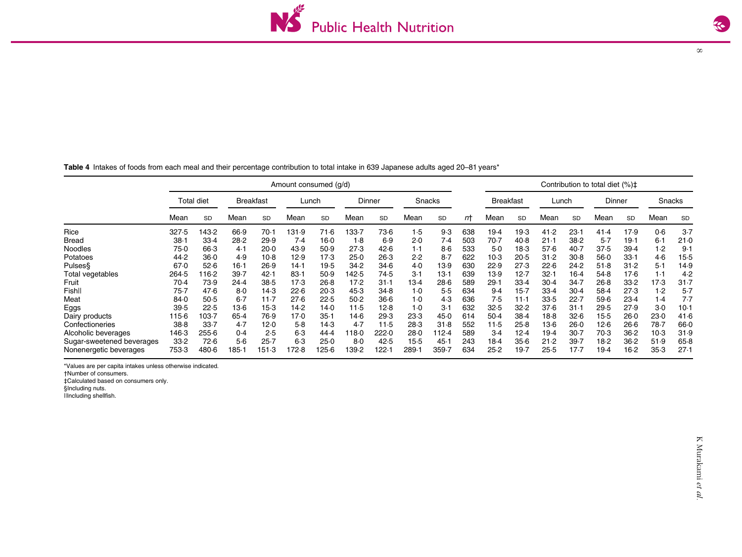**Table 4** Intakes of foods from each meal and their percentage contribution to total intake in 639 Japanese adults aged 20–81 years*

| | Amount consumed (g/d) | | | | | | | | | | | Contribution to total diet (%)‡ | | | | | | | |
|---|---|---|---|---|---|---|---|---|---|---|---|---|---|---|---|---|---|---|---|
| | Total diet | | Breakfast | | Lunch | | Dinner | | Snacks | | | Breakfast | | Lunch | | Dinner | | Snacks | |
| | Mean | SD | Mean | SD | Mean | SD | Mean | SD | Mean | SD | *n*† | Mean | SD | Mean | SD | Mean | SD | Mean | SD |
| Rice | 327·5 | 143·2 | 66·9 | 70·1 | 131·9 | 71·6 | 133·7 | 73·6 | 1·5 | 9·3 | 638 | 19·4 | 19·3 | 41·2 | 23·1 | 41·4 | 17·9 | 0·6 | 3·7 |
| Bread | 38·1 | 33·4 | 28·2 | 29·9 | 7·4 | 16·0 | 1·8 | 6·9 | 2·0 | 7·4 | 503 | 70·7 | 40·8 | 21·1 | 38·2 | 5·7 | 19·1 | 6·1 | 21·0 |
| Noodles | 75·0 | 66·3 | 4·1 | 20·0 | 43·9 | 50·9 | 27·3 | 42·6 | 1·1 | 8·6 | 533 | 5·0 | 18·3 | 57·6 | 40·7 | 37·5 | 39·4 | 1·2 | 9·1 |
| Potatoes | 44·2 | 36·0 | 4·9 | 10·8 | 12·9 | 17·3 | 25·0 | 26·3 | 2·2 | 8·7 | 622 | 10·3 | 20·5 | 31·2 | 30·8 | 56·0 | 33·1 | 4·6 | 15·5 |
| Pulses§ | 67·0 | 52·6 | 16·1 | 26·9 | 14·1 | 19·5 | 34·2 | 34·6 | 4·0 | 13·9 | 630 | 22·9 | 27·3 | 22·6 | 24·2 | 51·8 | 31·2 | 5·1 | 14·9 |
| Total vegetables | 264·5 | 116·2 | 39·7 | 42·1 | 83·1 | 50·9 | 142·5 | 74·5 | 3·1 | 13·1 | 639 | 13·9 | 12·7 | 32·1 | 16·4 | 54·8 | 17·6 | 1·1 | 4·2 |
| Fruit | 70·4 | 73·9 | 24·4 | 38·5 | 17·3 | 26·8 | 17·2 | 31·1 | 13·4 | 28·6 | 589 | 29·1 | 33·4 | 30·4 | 34·7 | 26·8 | 33·2 | 17·3 | 31·7 |
| Fish‖ | 75·7 | 47·6 | 8·0 | 14·3 | 22·6 | 20·3 | 45·3 | 34·8 | 1·0 | 5·5 | 634 | 9·4 | 15·7 | 33·4 | 30·4 | 58·4 | 27·3 | 1·2 | 5·7 |
| Meat | 84·0 | 50·5 | 6·7 | 11·7 | 27·6 | 22·5 | 50·2 | 36·6 | 1·0 | 4·3 | 636 | 7·5 | 11·1 | 33·5 | 22·7 | 59·6 | 23·4 | 1·4 | 7·7 |
| Eggs | 39·5 | 22·5 | 13·6 | 15·3 | 14·2 | 14·0 | 11·5 | 12·8 | 1·0 | 3·1 | 632 | 32·5 | 32·2 | 37·6 | 31·1 | 29·5 | 27·9 | 3·0 | 10·1 |
| Dairy products | 115·6 | 103·7 | 65·4 | 76·9 | 17·0 | 35·1 | 14·6 | 29·3 | 23·3 | 45·0 | 614 | 50·4 | 38·4 | 18·8 | 32·6 | 15·5 | 26·0 | 23·0 | 41·6 |
| Confectioneries | 38·8 | 33·7 | 4·7 | 12·0 | 5·8 | 14·3 | 4·7 | 11·5 | 28·3 | 31·8 | 552 | 11·5 | 25·8 | 13·6 | 26·0 | 12·6 | 26·6 | 78·7 | 66·0 |
| Alcoholic beverages | 146·3 | 255·6 | 0·4 | 2·5 | 6·3 | 44·4 | 118·0 | 222·0 | 28·0 | 112·4 | 589 | 3·4 | 12·4 | 19·4 | 30·7 | 70·3 | 36·2 | 10·3 | 31·9 |
| Sugar-sweetened beverages | 33·2 | 72·6 | 5·6 | 25·7 | 6·3 | 25·0 | 8·0 | 42·5 | 15·5 | 45·1 | 243 | 18·4 | 35·6 | 21·2 | 39·7 | 18·2 | 36·2 | 51·9 | 65·8 |
| Nonenergetic beverages | 753·3 | 480·6 | 185·1 | 151·3 | 172·8 | 125·6 | 139·2 | 122·1 | 289·1 | 359·7 | 634 | 25·2 | 19·7 | 25·5 | 17·7 | 19·4 | 16·2 | 35·3 | 27·1 |

*Values are per capita intakes unless otherwise indicated.
†Number of consumers.
‡Calculated based on consumers only.
§Including nuts.
‖Including shellfish.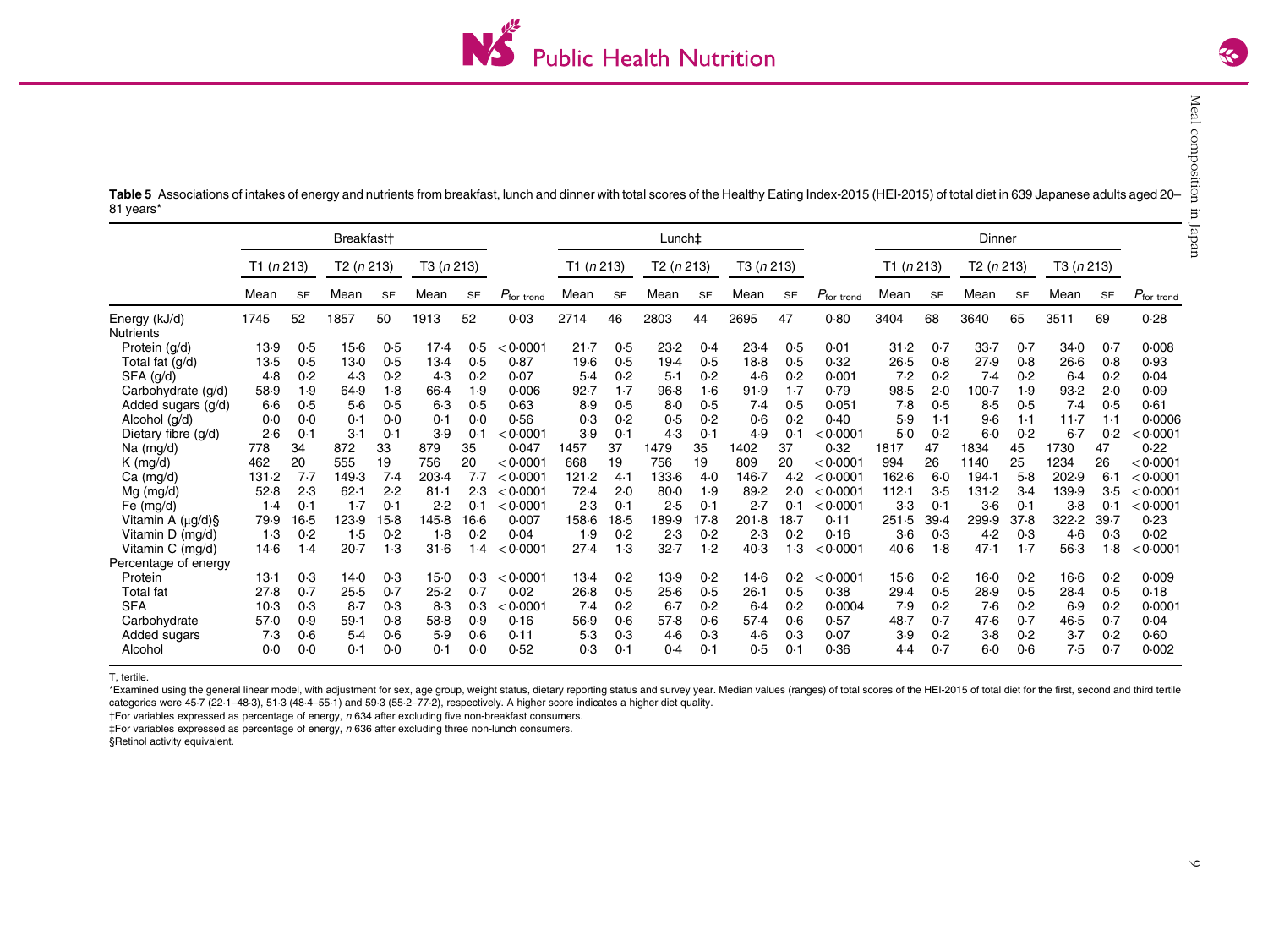**Table 5** Associations of intakes of energy and nutrients from breakfast, lunch and dinner with total scores of the Healthy Eating Index-2015 (HEI-2015) of total diet in 639 Japanese adults aged 20–81 years*

| | Breakfast† | | | | | | | Lunch‡ | | | | | | | Dinner | | | | | | |
|---|---|---|---|---|---|---|---|---|---|---|---|---|---|---|---|---|---|---|---|---|---|
| | T1 (n 213) | | T2 (n 213) | | T3 (n 213) | | | T1 (n 213) | | T2 (n 213) | | T3 (n 213) | | | T1 (n 213) | | T2 (n 213) | | T3 (n 213) | | |
| | Mean | SE | Mean | SE | Mean | SE | $P_{for\ trend}$ | Mean | SE | Mean | SE | Mean | SE | $P_{for\ trend}$ | Mean | SE | Mean | SE | Mean | SE | $P_{for\ trend}$ |
| Energy (kJ/d) | 1745 | 52 | 1857 | 50 | 1913 | 52 | 0·03 | 2714 | 46 | 2803 | 44 | 2695 | 47 | 0·80 | 3404 | 68 | 3640 | 65 | 3511 | 69 | 0·28 |
| Nutrients | | | | | | | | | | | | | | | | | | | | | |
| Protein (g/d) | 13·9 | 0·5 | 15·6 | 0·5 | 17·4 | 0·5 | < 0·0001 | 21·7 | 0·5 | 23·2 | 0·4 | 23·4 | 0·5 | 0·01 | 31·2 | 0·7 | 33·7 | 0·7 | 34·0 | 0·7 | 0·008 |
| Total fat (g/d) | 13·5 | 0·5 | 13·0 | 0·5 | 13·4 | 0·5 | 0·87 | 19·6 | 0·5 | 19·4 | 0·5 | 18·8 | 0·5 | 0·32 | 26·5 | 0·8 | 27·9 | 0·8 | 26·6 | 0·8 | 0·93 |
| SFA (g/d) | 4·8 | 0·2 | 4·3 | 0·2 | 4·3 | 0·2 | 0·07 | 5·4 | 0·2 | 5·1 | 0·2 | 4·6 | 0·2 | 0·001 | 7·2 | 0·2 | 7·4 | 0·2 | 6·4 | 0·2 | 0·04 |
| Carbohydrate (g/d) | 58·9 | 1·9 | 64·9 | 1·8 | 66·4 | 1·9 | 0·006 | 92·7 | 1·7 | 96·8 | 1·6 | 91·9 | 1·7 | 0·79 | 98·5 | 2·0 | 100·7 | 1·9 | 93·2 | 2·0 | 0·09 |
| Added sugars (g/d) | 6·6 | 0·5 | 5·6 | 0·5 | 6·3 | 0·5 | 0·63 | 8·9 | 0·5 | 8·0 | 0·5 | 7·4 | 0·5 | 0·051 | 7·8 | 0·5 | 8·5 | 0·5 | 7·4 | 0·5 | 0·61 |
| Alcohol (g/d) | 0·0 | 0·0 | 0·1 | 0·0 | 0·1 | 0·0 | 0·56 | 0·3 | 0·2 | 0·5 | 0·2 | 0·6 | 0·2 | 0·40 | 5·9 | 1·1 | 9·6 | 1·1 | 11·7 | 1·1 | 0·0006 |
| Dietary fibre (g/d) | 2·6 | 0·1 | 3·1 | 0·1 | 3·9 | 0·1 | < 0·0001 | 3·9 | 0·1 | 4·3 | 0·1 | 4·9 | 0·1 | < 0·0001 | 5·0 | 0·2 | 6·0 | 0·2 | 6·7 | 0·2 | < 0·0001 |
| Na (mg/d) | 778 | 34 | 872 | 33 | 879 | 35 | 0·047 | 1457 | 37 | 1479 | 35 | 1402 | 37 | 0·32 | 1817 | 47 | 1834 | 45 | 1730 | 47 | 0·22 |
| K (mg/d) | 462 | 20 | 555 | 19 | 756 | 20 | < 0·0001 | 668 | 19 | 756 | 19 | 809 | 20 | < 0·0001 | 994 | 26 | 1140 | 25 | 1234 | 26 | < 0·0001 |
| Ca (mg/d) | 131·2 | 7·7 | 149·3 | 7·4 | 203·4 | 7·7 | < 0·0001 | 121·2 | 4·1 | 133·6 | 4·0 | 146·7 | 4·2 | < 0·0001 | 162·6 | 6·0 | 194·1 | 5·8 | 202·9 | 6·1 | < 0·0001 |
| Mg (mg/d) | 52·8 | 2·3 | 62·1 | 2·2 | 81·1 | 2·3 | < 0·0001 | 72·4 | 2·0 | 80·0 | 1·9 | 89·2 | 2·0 | < 0·0001 | 112·1 | 3·5 | 131·2 | 3·4 | 139·9 | 3·5 | < 0·0001 |
| Fe (mg/d) | 1·4 | 0·1 | 1·7 | 0·1 | 2·2 | 0·1 | < 0·0001 | 2·3 | 0·1 | 2·5 | 0·1 | 2·7 | 0·1 | < 0·0001 | 3·3 | 0·1 | 3·6 | 0·1 | 3·8 | 0·1 | < 0·0001 |
| Vitamin A (μg/d)§ | 79·9 | 16·5 | 123·9 | 15·8 | 145·8 | 16·6 | 0·007 | 158·6 | 18·5 | 189·9 | 17·8 | 201·8 | 18·7 | 0·11 | 251·5 | 39·4 | 299·9 | 37·8 | 322·2 | 39·7 | 0·23 |
| Vitamin D (mg/d) | 1·3 | 0·2 | 1·5 | 0·2 | 1·8 | 0·2 | 0·04 | 1·9 | 0·2 | 2·3 | 0·2 | 2·3 | 0·2 | 0·16 | 3·6 | 0·3 | 4·2 | 0·3 | 4·6 | 0·3 | 0·02 |
| Vitamin C (mg/d) | 14·6 | 1·4 | 20·7 | 1·3 | 31·6 | 1·4 | < 0·0001 | 27·4 | 1·3 | 32·7 | 1·2 | 40·3 | 1·3 | < 0·0001 | 40·6 | 1·8 | 47·1 | 1·7 | 56·3 | 1·8 | < 0·0001 |
| Percentage of energy | | | | | | | | | | | | | | | | | | | | | |
| Protein | 13·1 | 0·3 | 14·0 | 0·3 | 15·0 | 0·3 | < 0·0001 | 13·4 | 0·2 | 13·9 | 0·2 | 14·6 | 0·2 | < 0·0001 | 15·6 | 0·2 | 16·0 | 0·2 | 16·6 | 0·2 | 0·009 |
| Total fat | 27·8 | 0·7 | 25·5 | 0·7 | 25·2 | 0·7 | 0·02 | 26·8 | 0·5 | 25·6 | 0·5 | 26·1 | 0·5 | 0·38 | 29·4 | 0·5 | 28·9 | 0·5 | 28·4 | 0·5 | 0·18 |
| SFA | 10·3 | 0·3 | 8·7 | 0·3 | 8·3 | 0·3 | < 0·0001 | 7·4 | 0·2 | 6·7 | 0·2 | 6·4 | 0·2 | 0·0004 | 7·9 | 0·2 | 7·6 | 0·2 | 6·9 | 0·2 | 0·0001 |
| Carbohydrate | 57·0 | 0·9 | 59·1 | 0·8 | 58·8 | 0·9 | 0·16 | 56·9 | 0·6 | 57·8 | 0·6 | 57·4 | 0·6 | 0·57 | 48·7 | 0·7 | 47·6 | 0·7 | 46·5 | 0·7 | 0·04 |
| Added sugars | 7·3 | 0·6 | 5·4 | 0·6 | 5·9 | 0·6 | 0·11 | 5·3 | 0·3 | 4·6 | 0·3 | 4·6 | 0·3 | 0·07 | 3·9 | 0·2 | 3·8 | 0·2 | 3·7 | 0·2 | 0·60 |
| Alcohol | 0·0 | 0·0 | 0·1 | 0·0 | 0·1 | 0·0 | 0·52 | 0·3 | 0·1 | 0·4 | 0·1 | 0·5 | 0·1 | 0·36 | 4·4 | 0·7 | 6·0 | 0·6 | 7·5 | 0·7 | 0·002 |

T, tertile.

*Examined using the general linear model, with adjustment for sex, age group, weight status, dietary reporting status and survey year. Median values (ranges) of total scores of the HEI-2015 of total diet for the first, second and third tertile categories were 45·7 (22·1–48·3), 51·3 (48·4–55·1) and 59·3 (55·2–77·2), respectively. A higher score indicates a higher diet quality.

†For variables expressed as percentage of energy, n 634 after excluding five non-breakfast consumers.

‡For variables expressed as percentage of energy, n 636 after excluding three non-lunch consumers.

§Retinol activity equivalent.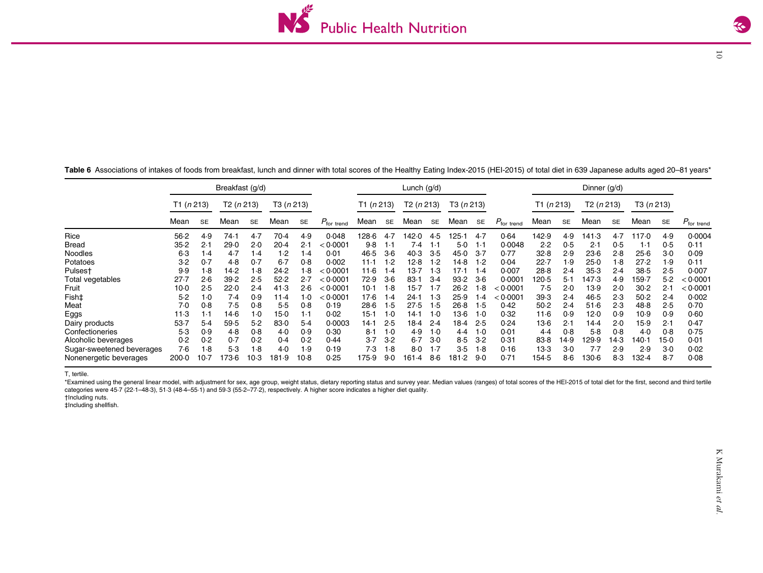**Table 6** Associations of intakes of foods from breakfast, lunch and dinner with total scores of the Healthy Eating Index-2015 (HEI-2015) of total diet in 639 Japanese adults aged 20–81 years*

| | Breakfast (g/d) | | | | | | | Lunch (g/d) | | | | | | | Dinner (g/d) | | | | | | |
|---|---|---|---|---|---|---|---|---|---|---|---|---|---|---|---|---|---|---|---|---|---|
| | T1 (*n* 213) | | T2 (*n* 213) | | T3 (*n* 213) | | | T1 (*n* 213) | | T2 (*n* 213) | | T3 (*n* 213) | | | T1 (*n* 213) | | T2 (*n* 213) | | T3 (*n* 213) | | |
| | Mean | SE | Mean | SE | Mean | SE | $P_{\text{for trend}}$ | Mean | SE | Mean | SE | Mean | SE | $P_{\text{for trend}}$ | Mean | SE | Mean | SE | Mean | SE | $P_{\text{for trend}}$ |
| Rice | 56·2 | 4·9 | 74·1 | 4·7 | 70·4 | 4·9 | 0·048 | 128·6 | 4·7 | 142·0 | 4·5 | 125·1 | 4·7 | 0·64 | 142·9 | 4·9 | 141·3 | 4·7 | 117·0 | 4·9 | 0·0004 |
| Bread | 35·2 | 2·1 | 29·0 | 2·0 | 20·4 | 2·1 | < 0·0001 | 9·8 | 1·1 | 7·4 | 1·1 | 5·0 | 1·1 | 0·0048 | 2·2 | 0·5 | 2·1 | 0·5 | 1·1 | 0·5 | 0·11 |
| Noodles | 6·3 | 1·4 | 4·7 | 1·4 | 1·2 | 1·4 | 0·01 | 46·5 | 3·6 | 40·3 | 3·5 | 45·0 | 3·7 | 0·77 | 32·8 | 2·9 | 23·6 | 2·8 | 25·6 | 3·0 | 0·09 |
| Potatoes | 3·2 | 0·7 | 4·8 | 0·7 | 6·7 | 0·8 | 0·002 | 11·1 | 1·2 | 12·8 | 1·2 | 14·8 | 1·2 | 0·04 | 22·7 | 1·9 | 25·0 | 1·8 | 27·2 | 1·9 | 0·11 |
| Pulses† | 9·9 | 1·8 | 14·2 | 1·8 | 24·2 | 1·8 | < 0·0001 | 11·6 | 1·4 | 13·7 | 1·3 | 17·1 | 1·4 | 0·007 | 28·8 | 2·4 | 35·3 | 2·4 | 38·5 | 2·5 | 0·007 |
| Total vegetables | 27·7 | 2·6 | 39·2 | 2·5 | 52·2 | 2·7 | < 0·0001 | 72·9 | 3·6 | 83·1 | 3·4 | 93·2 | 3·6 | 0·0001 | 120·5 | 5·1 | 147·3 | 4·9 | 159·7 | 5·2 | < 0·0001 |
| Fruit | 10·0 | 2·5 | 22·0 | 2·4 | 41·3 | 2·6 | < 0·0001 | 10·1 | 1·8 | 15·7 | 1·7 | 26·2 | 1·8 | < 0·0001 | 7·5 | 2·0 | 13·9 | 2·0 | 30·2 | 2·1 | < 0·0001 |
| Fish‡ | 5·2 | 1·0 | 7·4 | 0·9 | 11·4 | 1·0 | < 0·0001 | 17·6 | 1·4 | 24·1 | 1·3 | 25·9 | 1·4 | < 0·0001 | 39·3 | 2·4 | 46·5 | 2·3 | 50·2 | 2·4 | 0·002 |
| Meat | 7·0 | 0·8 | 7·5 | 0·8 | 5·5 | 0·8 | 0·19 | 28·6 | 1·5 | 27·5 | 1·5 | 26·8 | 1·5 | 0·42 | 50·2 | 2·4 | 51·6 | 2·3 | 48·8 | 2·5 | 0·70 |
| Eggs | 11·3 | 1·1 | 14·6 | 1·0 | 15·0 | 1·1 | 0·02 | 15·1 | 1·0 | 14·1 | 1·0 | 13·6 | 1·0 | 0·32 | 11·6 | 0·9 | 12·0 | 0·9 | 10·9 | 0·9 | 0·60 |
| Dairy products | 53·7 | 5·4 | 59·5 | 5·2 | 83·0 | 5·4 | 0·0003 | 14·1 | 2·5 | 18·4 | 2·4 | 18·4 | 2·5 | 0·24 | 13·6 | 2·1 | 14·4 | 2·0 | 15·9 | 2·1 | 0·47 |
| Confectioneries | 5·3 | 0·9 | 4·8 | 0·8 | 4·0 | 0·9 | 0·30 | 8·1 | 1·0 | 4·9 | 1·0 | 4·4 | 1·0 | 0·01 | 4·4 | 0·8 | 5·8 | 0·8 | 4·0 | 0·8 | 0·75 |
| Alcoholic beverages | 0·2 | 0·2 | 0·7 | 0·2 | 0·4 | 0·2 | 0·44 | 3·7 | 3·2 | 6·7 | 3·0 | 8·5 | 3·2 | 0·31 | 83·8 | 14·9 | 129·9 | 14·3 | 140·1 | 15·0 | 0·01 |
| Sugar-sweetened beverages | 7·6 | 1·8 | 5·3 | 1·8 | 4·0 | 1·9 | 0·19 | 7·3 | 1·8 | 8·0 | 1·7 | 3·5 | 1·8 | 0·16 | 13·3 | 3·0 | 7·7 | 2·9 | 2·9 | 3·0 | 0·02 |
| Nonenergetic beverages | 200·0 | 10·7 | 173·6 | 10·3 | 181·9 | 10·8 | 0·25 | 175·9 | 9·0 | 161·4 | 8·6 | 181·2 | 9·0 | 0·71 | 154·5 | 8·6 | 130·6 | 8·3 | 132·4 | 8·7 | 0·08 |

T, tertile.

*Examined using the general linear model, with adjustment for sex, age group, weight status, dietary reporting status and survey year. Median values (ranges) of total scores of the HEI-2015 of total diet for the first, second and third tertile categories were 45·7 (22·1–48·3), 51·3 (48·4–55·1) and 59·3 (55·2–77·2), respectively. A higher score indicates a higher diet quality.

†Including nuts.

‡Including shellfish.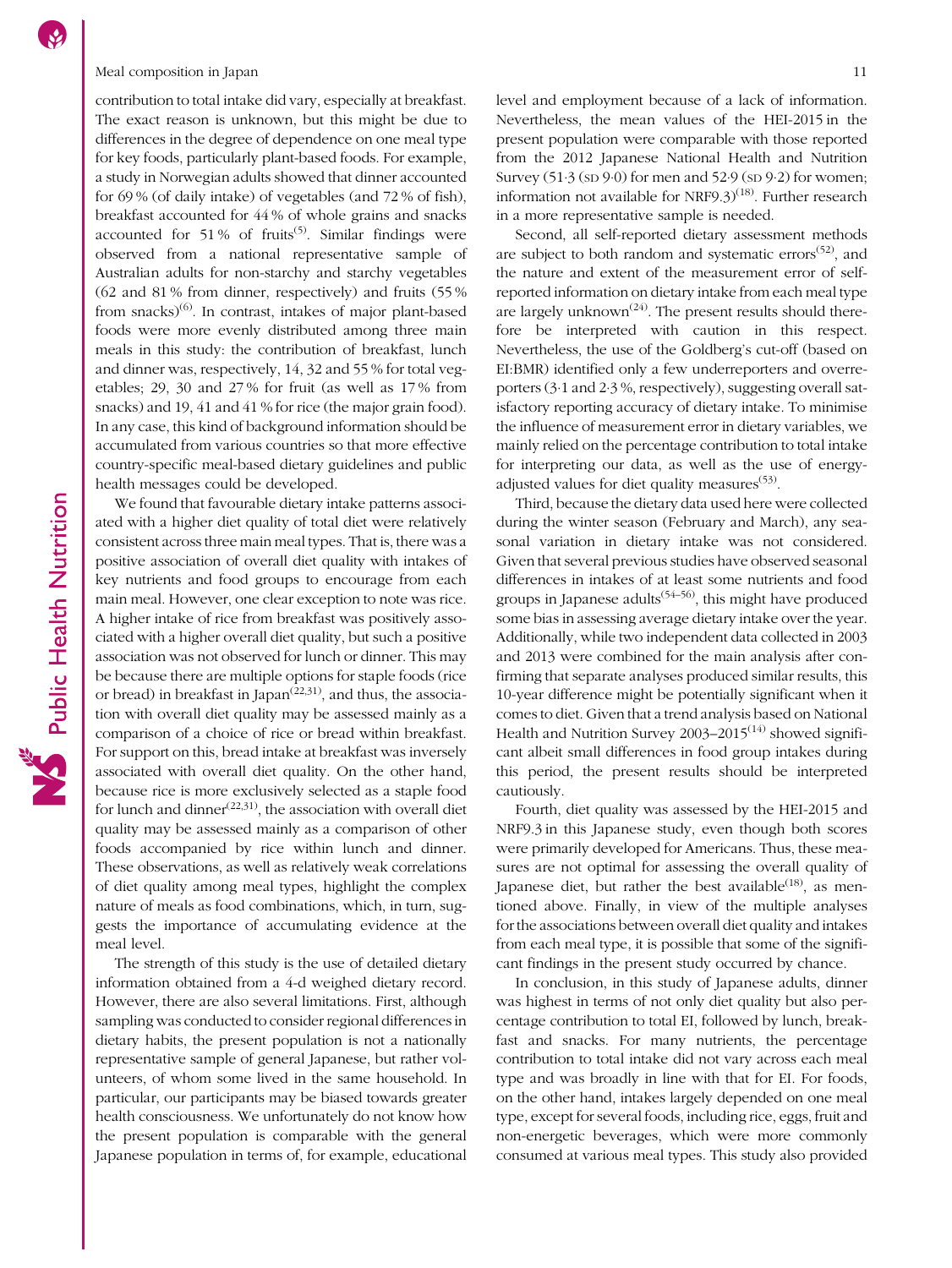contribution to total intake did vary, especially at breakfast. The exact reason is unknown, but this might be due to differences in the degree of dependence on one meal type for key foods, particularly plant-based foods. For example, a study in Norwegian adults showed that dinner accounted for 69 % (of daily intake) of vegetables (and 72 % of fish), breakfast accounted for 44 % of whole grains and snacks accounted for 51 % of fruits[5]. Similar findings were observed from a national representative sample of Australian adults for non-starchy and starchy vegetables (62 and 81 % from dinner, respectively) and fruits (55 % from snacks)[6]. In contrast, intakes of major plant-based foods were more evenly distributed among three main meals in this study: the contribution of breakfast, lunch and dinner was, respectively, 14, 32 and 55 % for total vegetables; 29, 30 and 27 % for fruit (as well as 17 % from snacks) and 19, 41 and 41 % for rice (the major grain food). In any case, this kind of background information should be accumulated from various countries so that more effective country-specific meal-based dietary guidelines and public health messages could be developed.

We found that favourable dietary intake patterns associated with a higher diet quality of total diet were relatively consistent across three main meal types. That is, there was a positive association of overall diet quality with intakes of key nutrients and food groups to encourage from each main meal. However, one clear exception to note was rice. A higher intake of rice from breakfast was positively associated with a higher overall diet quality, but such a positive association was not observed for lunch or dinner. This may be because there are multiple options for staple foods (rice or bread) in breakfast in Japan[22,31], and thus, the association with overall diet quality may be assessed mainly as a comparison of a choice of rice or bread within breakfast. For support on this, bread intake at breakfast was inversely associated with overall diet quality. On the other hand, because rice is more exclusively selected as a staple food for lunch and dinner[22,31], the association with overall diet quality may be assessed mainly as a comparison of other foods accompanied by rice within lunch and dinner. These observations, as well as relatively weak correlations of diet quality among meal types, highlight the complex nature of meals as food combinations, which, in turn, suggests the importance of accumulating evidence at the meal level.

The strength of this study is the use of detailed dietary information obtained from a 4-d weighed dietary record. However, there are also several limitations. First, although sampling was conducted to consider regional differences in dietary habits, the present population is not a nationally representative sample of general Japanese, but rather volunteers, of whom some lived in the same household. In particular, our participants may be biased towards greater health consciousness. We unfortunately do not know how the present population is comparable with the general Japanese population in terms of, for example, educational level and employment because of a lack of information. Nevertheless, the mean values of the HEI-2015 in the present population were comparable with those reported from the 2012 Japanese National Health and Nutrition Survey (51·3 (SD 9·0) for men and 52·9 (SD 9·2) for women; information not available for NRF9.3)[18]. Further research in a more representative sample is needed.

Second, all self-reported dietary assessment methods are subject to both random and systematic errors[52], and the nature and extent of the measurement error of self-reported information on dietary intake from each meal type are largely unknown[24]. The present results should therefore be interpreted with caution in this respect. Nevertheless, the use of the Goldberg's cut-off (based on EI:BMR) identified only a few underreporters and overreporters (3·1 and 2·3 %, respectively), suggesting overall satisfactory reporting accuracy of dietary intake. To minimise the influence of measurement error in dietary variables, we mainly relied on the percentage contribution to total intake for interpreting our data, as well as the use of energy-adjusted values for diet quality measures[53].

Third, because the dietary data used here were collected during the winter season (February and March), any seasonal variation in dietary intake was not considered. Given that several previous studies have observed seasonal differences in intakes of at least some nutrients and food groups in Japanese adults[54–56], this might have produced some bias in assessing average dietary intake over the year. Additionally, while two independent data collected in 2003 and 2013 were combined for the main analysis after confirming that separate analyses produced similar results, this 10-year difference might be potentially significant when it comes to diet. Given that a trend analysis based on National Health and Nutrition Survey 2003–2015[14] showed significant albeit small differences in food group intakes during this period, the present results should be interpreted cautiously.

Fourth, diet quality was assessed by the HEI-2015 and NRF9.3 in this Japanese study, even though both scores were primarily developed for Americans. Thus, these measures are not optimal for assessing the overall quality of Japanese diet, but rather the best available[18], as mentioned above. Finally, in view of the multiple analyses for the associations between overall diet quality and intakes from each meal type, it is possible that some of the significant findings in the present study occurred by chance.

In conclusion, in this study of Japanese adults, dinner was highest in terms of not only diet quality but also percentage contribution to total EI, followed by lunch, breakfast and snacks. For many nutrients, the percentage contribution to total intake did not vary across each meal type and was broadly in line with that for EI. For foods, on the other hand, intakes largely depended on one meal type, except for several foods, including rice, eggs, fruit and non-energetic beverages, which were more commonly consumed at various meal types. This study also provided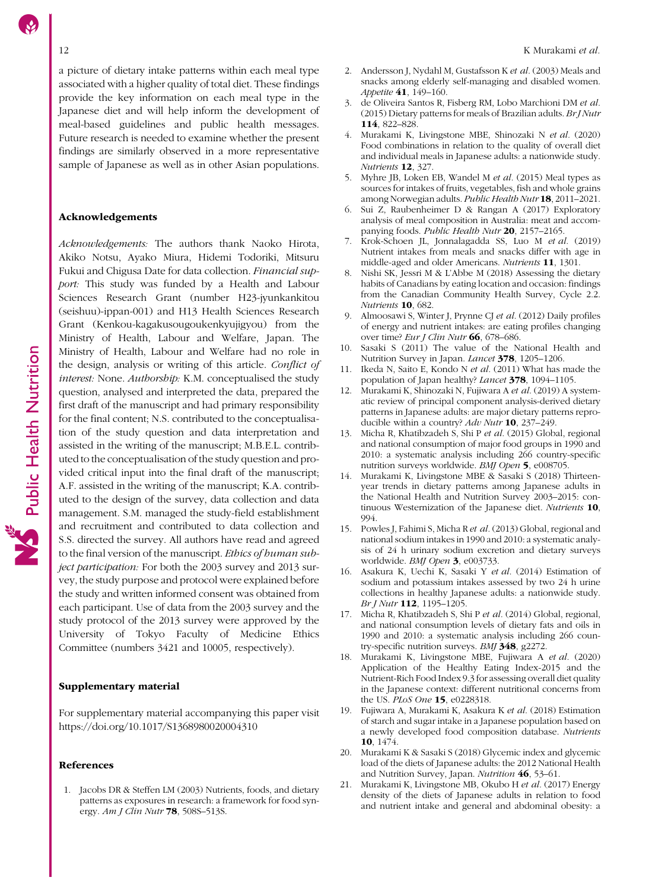a picture of dietary intake patterns within each meal type associated with a higher quality of total diet. These findings provide the key information on each meal type in the Japanese diet and will help inform the development of meal-based guidelines and public health messages. Future research is needed to examine whether the present findings are similarly observed in a more representative sample of Japanese as well as in other Asian populations.

## Acknowledgements

*Acknowledgements:* The authors thank Naoko Hirota, Akiko Notsu, Ayako Miura, Hidemi Todoriki, Mitsuru Fukui and Chigusa Date for data collection. *Financial support:* This study was funded by a Health and Labour Sciences Research Grant (number H23-jyunkankitou (seishuu)-ippan-001) and H13 Health Sciences Research Grant (Kenkou-kagakusougoukenkyujigyou) from the Ministry of Health, Labour and Welfare, Japan. The Ministry of Health, Labour and Welfare had no role in the design, analysis or writing of this article. *Conflict of interest:* None. *Authorship:* K.M. conceptualised the study question, analysed and interpreted the data, prepared the first draft of the manuscript and had primary responsibility for the final content; N.S. contributed to the conceptualisation of the study question and data interpretation and assisted in the writing of the manuscript; M.B.E.L. contributed to the conceptualisation of the study question and provided critical input into the final draft of the manuscript; A.F. assisted in the writing of the manuscript; K.A. contributed to the design of the survey, data collection and data management. S.M. managed the study-field establishment and recruitment and contributed to data collection and S.S. directed the survey. All authors have read and agreed to the final version of the manuscript. *Ethics of human subject participation:* For both the 2003 survey and 2013 survey, the study purpose and protocol were explained before the study and written informed consent was obtained from each participant. Use of data from the 2003 survey and the study protocol of the 2013 survey were approved by the University of Tokyo Faculty of Medicine Ethics Committee (numbers 3421 and 10005, respectively).

## Supplementary material

For supplementary material accompanying this paper visit https://doi.org/10.1017/S1368980020004310

## References

1. Jacobs DR & Steffen LM (2003) Nutrients, foods, and dietary patterns as exposures in research: a framework for food synergy. *Am J Clin Nutr* **78**, 508S–513S.
2. Andersson J, Nydahl M, Gustafsson K *et al.* (2003) Meals and snacks among elderly self-managing and disabled women. *Appetite* **41**, 149–160.
3. de Oliveira Santos R, Fisberg RM, Lobo Marchioni DM *et al.* (2015) Dietary patterns for meals of Brazilian adults. *Br J Nutr* **114**, 822–828.
4. Murakami K, Livingstone MBE, Shinozaki N *et al.* (2020) Food combinations in relation to the quality of overall diet and individual meals in Japanese adults: a nationwide study. *Nutrients* **12**, 327.
5. Myhre JB, Loken EB, Wandel M *et al.* (2015) Meal types as sources for intakes of fruits, vegetables, fish and whole grains among Norwegian adults. *Public Health Nutr* **18**, 2011–2021.
6. Sui Z, Raubenheimer D & Rangan A (2017) Exploratory analysis of meal composition in Australia: meat and accompanying foods. *Public Health Nutr* **20**, 2157–2165.
7. Krok-Schoen JL, Jonnalagadda SS, Luo M *et al.* (2019) Nutrient intakes from meals and snacks differ with age in middle-aged and older Americans. *Nutrients* **11**, 1301.
8. Nishi SK, Jessri M & L'Abbe M (2018) Assessing the dietary habits of Canadians by eating location and occasion: findings from the Canadian Community Health Survey, Cycle 2.2. *Nutrients* **10**, 682.
9. Almoosawi S, Winter J, Prynne CJ *et al.* (2012) Daily profiles of energy and nutrient intakes: are eating profiles changing over time? *Eur J Clin Nutr* **66**, 678–686.
10. Sasaki S (2011) The value of the National Health and Nutrition Survey in Japan. *Lancet* **378**, 1205–1206.
11. Ikeda N, Saito E, Kondo N *et al.* (2011) What has made the population of Japan healthy? *Lancet* **378**, 1094–1105.
12. Murakami K, Shinozaki N, Fujiwara A *et al.* (2019) A systematic review of principal component analysis-derived dietary patterns in Japanese adults: are major dietary patterns reproducible within a country? *Adv Nutr* **10**, 237–249.
13. Micha R, Khatibzadeh S, Shi P *et al.* (2015) Global, regional and national consumption of major food groups in 1990 and 2010: a systematic analysis including 266 country-specific nutrition surveys worldwide. *BMJ Open* **5**, e008705.
14. Murakami K, Livingstone MBE & Sasaki S (2018) Thirteen-year trends in dietary patterns among Japanese adults in the National Health and Nutrition Survey 2003–2015: continuous Westernization of the Japanese diet. *Nutrients* **10**, 994.
15. Powles J, Fahimi S, Micha R *et al.* (2013) Global, regional and national sodium intakes in 1990 and 2010: a systematic analysis of 24 h urinary sodium excretion and dietary surveys worldwide. *BMJ Open* **3**, e003733.
16. Asakura K, Uechi K, Sasaki Y *et al.* (2014) Estimation of sodium and potassium intakes assessed by two 24 h urine collections in healthy Japanese adults: a nationwide study. *Br J Nutr* **112**, 1195–1205.
17. Micha R, Khatibzadeh S, Shi P *et al.* (2014) Global, regional, and national consumption levels of dietary fats and oils in 1990 and 2010: a systematic analysis including 266 country-specific nutrition surveys. *BMJ* **348**, g2272.
18. Murakami K, Livingstone MBE, Fujiwara A *et al.* (2020) Application of the Healthy Eating Index-2015 and the Nutrient-Rich Food Index 9.3 for assessing overall diet quality in the Japanese context: different nutritional concerns from the US. *PLoS One* **15**, e0228318.
19. Fujiwara A, Murakami K, Asakura K *et al.* (2018) Estimation of starch and sugar intake in a Japanese population based on a newly developed food composition database. *Nutrients* **10**, 1474.
20. Murakami K & Sasaki S (2018) Glycemic index and glycemic load of the diets of Japanese adults: the 2012 National Health and Nutrition Survey, Japan. *Nutrition* **46**, 53–61.
21. Murakami K, Livingstone MB, Okubo H *et al.* (2017) Energy density of the diets of Japanese adults in relation to food and nutrient intake and general and abdominal obesity: a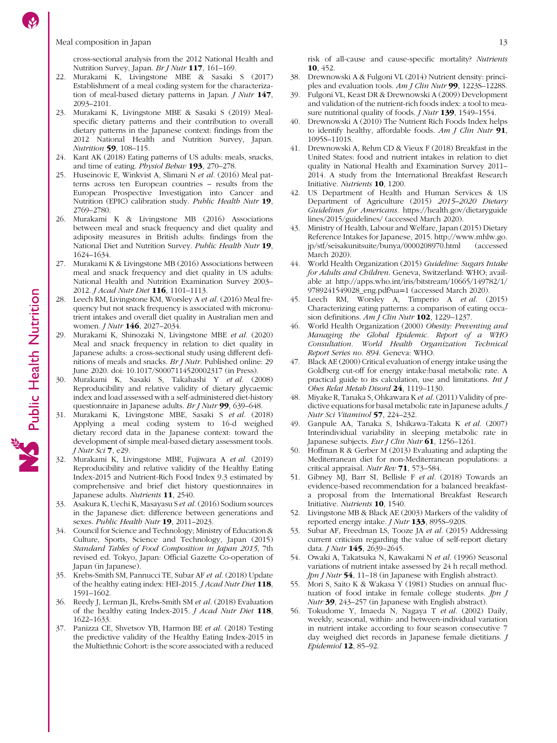cross-sectional analysis from the 2012 National Health and Nutrition Survey, Japan. *Br J Nutr* **117**, 161–169.

22. Murakami K, Livingstone MBE & Sasaki S (2017) Establishment of a meal coding system for the characterization of meal-based dietary patterns in Japan. *J Nutr* **147**, 2093–2101.
23. Murakami K, Livingstone MBE & Sasaki S (2019) Meal-specific dietary patterns and their contribution to overall dietary patterns in the Japanese context: findings from the 2012 National Health and Nutrition Survey, Japan. *Nutrition* **59**, 108–115.
24. Kant AK (2018) Eating patterns of US adults: meals, snacks, and time of eating. *Physiol Behav* **193**, 270–278.
25. Huseinovic E, Winkvist A, Slimani N *et al.* (2016) Meal patterns across ten European countries – results from the European Prospective Investigation into Cancer and Nutrition (EPIC) calibration study. *Public Health Nutr* **19**, 2769–2780.
26. Murakami K & Livingstone MB (2016) Associations between meal and snack frequency and diet quality and adiposity measures in British adults: findings from the National Diet and Nutrition Survey. *Public Health Nutr* **19**, 1624–1634.
27. Murakami K & Livingstone MB (2016) Associations between meal and snack frequency and diet quality in US adults: National Health and Nutrition Examination Survey 2003–2012. *J Acad Nutr Diet* **116**, 1101–1113.
28. Leech RM, Livingstone KM, Worsley A *et al.* (2016) Meal frequency but not snack frequency is associated with micronutrient intakes and overall diet quality in Australian men and women. *J Nutr* **146**, 2027–2034.
29. Murakami K, Shinozaki N, Livingstone MBE *et al.* (2020) Meal and snack frequency in relation to diet quality in Japanese adults: a cross-sectional study using different definitions of meals and snacks. *Br J Nutr*. Published online: 29 June 2020. doi: 10.1017/S0007114520002317 (in Press).
30. Murakami K, Sasaki S, Takahashi Y *et al.* (2008) Reproducibility and relative validity of dietary glycaemic index and load assessed with a self-administered diet-history questionnaire in Japanese adults. *Br J Nutr* **99**, 639–648.
31. Murakami K, Livingstone MBE, Sasaki S *et al.* (2018) Applying a meal coding system to 16-d weighed dietary record data in the Japanese context: toward the development of simple meal-based dietary assessment tools. *J Nutr Sci* **7**, e29.
32. Murakami K, Livingstone MBE, Fujiwara A *et al.* (2019) Reproducibility and relative validity of the Healthy Eating Index-2015 and Nutrient-Rich Food Index 9.3 estimated by comprehensive and brief diet history questionnaires in Japanese adults. *Nutrients* **11**, 2540.
33. Asakura K, Uechi K, Masayasu S *et al.* (2016) Sodium sources in the Japanese diet: difference between generations and sexes. *Public Health Nutr* **19**, 2011–2023.
34. Council for Science and Technology; Ministry of Education & Culture, Sports, Science and Technology, Japan (2015) *Standard Tables of Food Composition in Japan 2015*, 7th revised ed. Tokyo, Japan: Official Gazette Co-operation of Japan (in Japanese).
35. Krebs-Smith SM, Pannucci TE, Subar AF *et al.* (2018) Update of the healthy eating index: HEI-2015. *J Acad Nutr Diet* **118**, 1591–1602.
36. Reedy J, Lerman JL, Krebs-Smith SM *et al.* (2018) Evaluation of the healthy eating Index-2015. *J Acad Nutr Diet* **118**, 1622–1633.
37. Panizza CE, Shvetsov YB, Harmon BE *et al.* (2018) Testing the predictive validity of the Healthy Eating Index-2015 in the Multiethnic Cohort: is the score associated with a reduced risk of all-cause and cause-specific mortality? *Nutrients* **10**, 452.
38. Drewnowski A & Fulgoni VL (2014) Nutrient density: principles and evaluation tools. *Am J Clin Nutr* **99**, 1223S–1228S.
39. Fulgoni VL, Keast DR & Drewnowski A (2009) Development and validation of the nutrient-rich foods index: a tool to measure nutritional quality of foods. *J Nutr* **139**, 1549–1554.
40. Drewnowski A (2010) The Nutrient Rich Foods Index helps to identify healthy, affordable foods. *Am J Clin Nutr* **91**, 1095S–1101S.
41. Drewnowski A, Rehm CD & Vieux F (2018) Breakfast in the United States: food and nutrient intakes in relation to diet quality in National Health and Examination Survey 2011–2014. A study from the International Breakfast Research Initiative. *Nutrients* **10**, 1200.
42. US Department of Health and Human Services & US Department of Agriculture (2015) *2015–2020 Dietary Guidelines for Americans*. https://health.gov/dietaryguidelines/2015/guidelines/ (accessed March 2020).
43. Ministry of Health, Labour and Welfare, Japan (2015) Dietary Reference Intakes for Japanese, 2015. http://www.mhlw.go.jp/stf/seisakunitsuite/bunya/0000208970.html (accessed March 2020).
44. World Health Organization (2015) *Guideline: Sugars Intake for Adults and Children*. Geneva, Switzerland: WHO; available at http://apps.who.int/iris/bitstream/10665/149782/1/9789241549028_eng.pdf?ua=1 (accessed March 2020).
45. Leech RM, Worsley A, Timperio A *et al.* (2015) Characterizing eating patterns: a comparison of eating occasion definitions. *Am J Clin Nutr* **102**, 1229–1237.
46. World Health Organization (2000) *Obesity: Preventing and Managing the Global Epidemic. Report of a WHO Consultation. World Health Organization Technical Report Series no. 894*. Geneva: WHO.
47. Black AE (2000) Critical evaluation of energy intake using the Goldberg cut-off for energy intake:basal metabolic rate. A practical guide to its calculation, use and limitations. *Int J Obes Relat Metab Disord* **24**, 1119–1130.
48. Miyake R, Tanaka S, Ohkawara K *et al.* (2011) Validity of predictive equations for basal metabolic rate in Japanese adults. *J Nutr Sci Vitaminol* **57**, 224–232.
49. Ganpule AA, Tanaka S, Ishikawa-Takata K *et al.* (2007) Interindividual variability in sleeping metabolic rate in Japanese subjects. *Eur J Clin Nutr* **61**, 1256–1261.
50. Hoffman R & Gerber M (2013) Evaluating and adapting the Mediterranean diet for non-Mediterranean populations: a critical appraisal. *Nutr Rev* **71**, 573–584.
51. Gibney MJ, Barr SI, Bellisle F *et al.* (2018) Towards an evidence-based recommendation for a balanced breakfast-a proposal from the International Breakfast Research Initiative. *Nutrients* **10**, 1540.
52. Livingstone MB & Black AE (2003) Markers of the validity of reported energy intake. *J Nutr* **133**, 895S–920S.
53. Subar AF, Freedman LS, Tooze JA *et al.* (2015) Addressing current criticism regarding the value of self-report dietary data. *J Nutr* **145**, 2639–2645.
54. Owaki A, Takatsuka N, Kawakami N *et al.* (1996) Seasonal variations of nutrient intake assessed by 24 h recall method. *Jpn J Nutr* **54**, 11–18 (in Japanese with English abstract).
55. Mori S, Saito K & Wakasa Y (1981) Studies on annual fluctuation of food intake in female college students. *Jpn J Nutr* **39**, 243–257 (in Japanese with English abstract).
56. Tokudome Y, Imaeda N, Nagaya T *et al.* (2002) Daily, weekly, seasonal, within- and between-individual variation in nutrient intake according to four season consecutive 7 day weighed diet records in Japanese female dietitians. *J Epidemiol* **12**, 85–92.